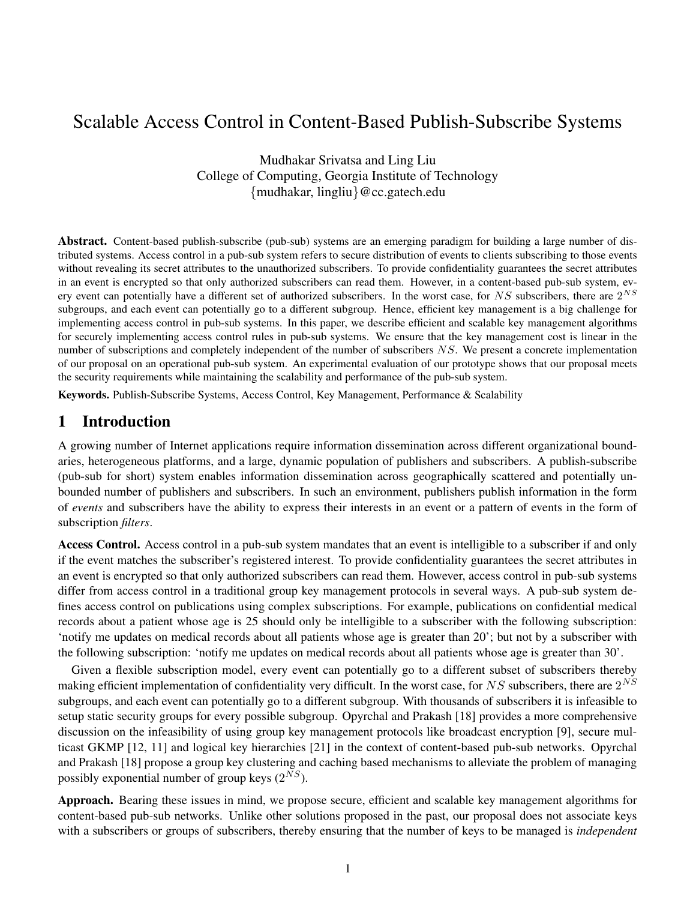# Scalable Access Control in Content-Based Publish-Subscribe Systems

Mudhakar Srivatsa and Ling Liu
College of Computing, Georgia Institute of Technology
{mudhakar, lingliu}@cc.gatech.edu

**Abstract.** Content-based publish-subscribe (pub-sub) systems are an emerging paradigm for building a large number of distributed systems. Access control in a pub-sub system refers to secure distribution of events to clients subscribing to those events without revealing its secret attributes to the unauthorized subscribers. To provide confidentiality guarantees the secret attributes in an event is encrypted so that only authorized subscribers can read them. However, in a content-based pub-sub system, every event can potentially have a different set of authorized subscribers. In the worst case, for $NS$ subscribers, there are $2^{NS}$ subgroups, and each event can potentially go to a different subgroup. Hence, efficient key management is a big challenge for implementing access control in pub-sub systems. In this paper, we describe efficient and scalable key management algorithms for securely implementing access control rules in pub-sub systems. We ensure that the key management cost is linear in the number of subscriptions and completely independent of the number of subscribers $NS$. We present a concrete implementation of our proposal on an operational pub-sub system. An experimental evaluation of our prototype shows that our proposal meets the security requirements while maintaining the scalability and performance of the pub-sub system.

**Keywords.** Publish-Subscribe Systems, Access Control, Key Management, Performance & Scalability

## 1 Introduction

A growing number of Internet applications require information dissemination across different organizational boundaries, heterogeneous platforms, and a large, dynamic population of publishers and subscribers. A publish-subscribe (pub-sub for short) system enables information dissemination across geographically scattered and potentially unbounded number of publishers and subscribers. In such an environment, publishers publish information in the form of *events* and subscribers have the ability to express their interests in an event or a pattern of events in the form of subscription *filters*.

**Access Control.** Access control in a pub-sub system mandates that an event is intelligible to a subscriber if and only if the event matches the subscriber's registered interest. To provide confidentiality guarantees the secret attributes in an event is encrypted so that only authorized subscribers can read them. However, access control in pub-sub systems differ from access control in a traditional group key management protocols in several ways. A pub-sub system defines access control on publications using complex subscriptions. For example, publications on confidential medical records about a patient whose age is 25 should only be intelligible to a subscriber with the following subscription: 'notify me updates on medical records about all patients whose age is greater than 20'; but not by a subscriber with the following subscription: 'notify me updates on medical records about all patients whose age is greater than 30'.

Given a flexible subscription model, every event can potentially go to a different subset of subscribers thereby making efficient implementation of confidentiality very difficult. In the worst case, for $NS$ subscribers, there are $2^{NS}$ subgroups, and each event can potentially go to a different subgroup. With thousands of subscribers it is infeasible to setup static security groups for every possible subgroup. Opyrchal and Prakash [18] provides a more comprehensive discussion on the infeasibility of using group key management protocols like broadcast encryption [9], secure multicast GKMP [12, 11] and logical key hierarchies [21] in the context of content-based pub-sub networks. Opyrchal and Prakash [18] propose a group key clustering and caching based mechanisms to alleviate the problem of managing possibly exponential number of group keys ($2^{NS}$).

**Approach.** Bearing these issues in mind, we propose secure, efficient and scalable key management algorithms for content-based pub-sub networks. Unlike other solutions proposed in the past, our proposal does not associate keys with a subscribers or groups of subscribers, thereby ensuring that the number of keys to be managed is *independent*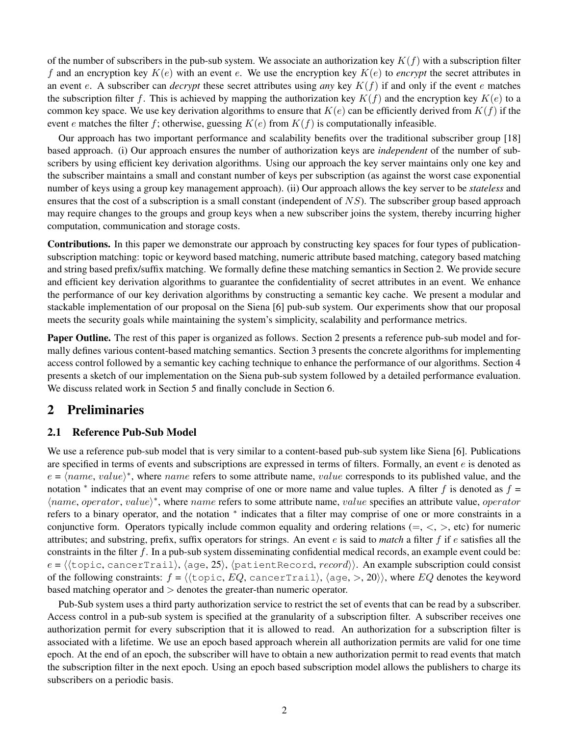of the number of subscribers in the pub-sub system. We associate an authorization key $K(f)$ with a subscription filter $f$ and an encryption key $K(e)$ with an event $e$. We use the encryption key $K(e)$ to *encrypt* the secret attributes in an event $e$. A subscriber can *decrypt* these secret attributes using *any* key $K(f)$ if and only if the event $e$ matches the subscription filter $f$. This is achieved by mapping the authorization key $K(f)$ and the encryption key $K(e)$ to a common key space. We use key derivation algorithms to ensure that $K(e)$ can be efficiently derived from $K(f)$ if the event $e$ matches the filter $f$; otherwise, guessing $K(e)$ from $K(f)$ is computationally infeasible.

Our approach has two important performance and scalability benefits over the traditional subscriber group [18] based approach. (i) Our approach ensures the number of authorization keys are *independent* of the number of subscribers by using efficient key derivation algorithms. Using our approach the key server maintains only one key and the subscriber maintains a small and constant number of keys per subscription (as against the worst case exponential number of keys using a group key management approach). (ii) Our approach allows the key server to be *stateless* and ensures that the cost of a subscription is a small constant (independent of $NS$). The subscriber group based approach may require changes to the groups and group keys when a new subscriber joins the system, thereby incurring higher computation, communication and storage costs.

**Contributions.** In this paper we demonstrate our approach by constructing key spaces for four types of publication-subscription matching: topic or keyword based matching, numeric attribute based matching, category based matching and string based prefix/suffix matching. We formally define these matching semantics in Section 2. We provide secure and efficient key derivation algorithms to guarantee the confidentiality of secret attributes in an event. We enhance the performance of our key derivation algorithms by constructing a semantic key cache. We present a modular and stackable implementation of our proposal on the Siena [6] pub-sub system. Our experiments show that our proposal meets the security goals while maintaining the system's simplicity, scalability and performance metrics.

**Paper Outline.** The rest of this paper is organized as follows. Section 2 presents a reference pub-sub model and formally defines various content-based matching semantics. Section 3 presents the concrete algorithms for implementing access control followed by a semantic key caching technique to enhance the performance of our algorithms. Section 4 presents a sketch of our implementation on the Siena pub-sub system followed by a detailed performance evaluation. We discuss related work in Section 5 and finally conclude in Section 6.

## 2 Preliminaries

### 2.1 Reference Pub-Sub Model

We use a reference pub-sub model that is very similar to a content-based pub-sub system like Siena [6]. Publications are specified in terms of events and subscriptions are expressed in terms of filters. Formally, an event $e$ is denoted as $e = \langle name, value\rangle^*$, where $name$ refers to some attribute name, $value$ corresponds to its published value, and the notation $^*$ indicates that an event may comprise of one or more name and value tuples. A filter $f$ is denoted as $f = \langle name, operator, value\rangle^*$, where $name$ refers to some attribute name, $value$ specifies an attribute value, $operator$ refers to a binary operator, and the notation $^*$ indicates that a filter may comprise of one or more constraints in a conjunctive form. Operators typically include common equality and ordering relations ($=$, $<$, $>$, etc) for numeric attributes; and substring, prefix, suffix operators for strings. An event $e$ is said to *match* a filter $f$ if $e$ satisfies all the constraints in the filter $f$. In a pub-sub system disseminating confidential medical records, an example event could be: $e = \langle\langle \texttt{topic}, \texttt{cancerTrail}\rangle, \langle \texttt{age}, 25\rangle, \langle \texttt{patientRecord}, record\rangle\rangle$. An example subscription could consist of the following constraints: $f = \langle\langle \texttt{topic}, EQ, \texttt{cancerTrail}\rangle, \langle \texttt{age}, >, 20\rangle\rangle$, where $EQ$ denotes the keyword based matching operator and $>$ denotes the greater-than numeric operator.

Pub-Sub system uses a third party authorization service to restrict the set of events that can be read by a subscriber. Access control in a pub-sub system is specified at the granularity of a subscription filter. A subscriber receives one authorization permit for every subscription that it is allowed to read. An authorization for a subscription filter is associated with a lifetime. We use an epoch based approach wherein all authorization permits are valid for one time epoch. At the end of an epoch, the subscriber will have to obtain a new authorization permit to read events that match the subscription filter in the next epoch. Using an epoch based subscription model allows the publishers to charge its subscribers on a periodic basis.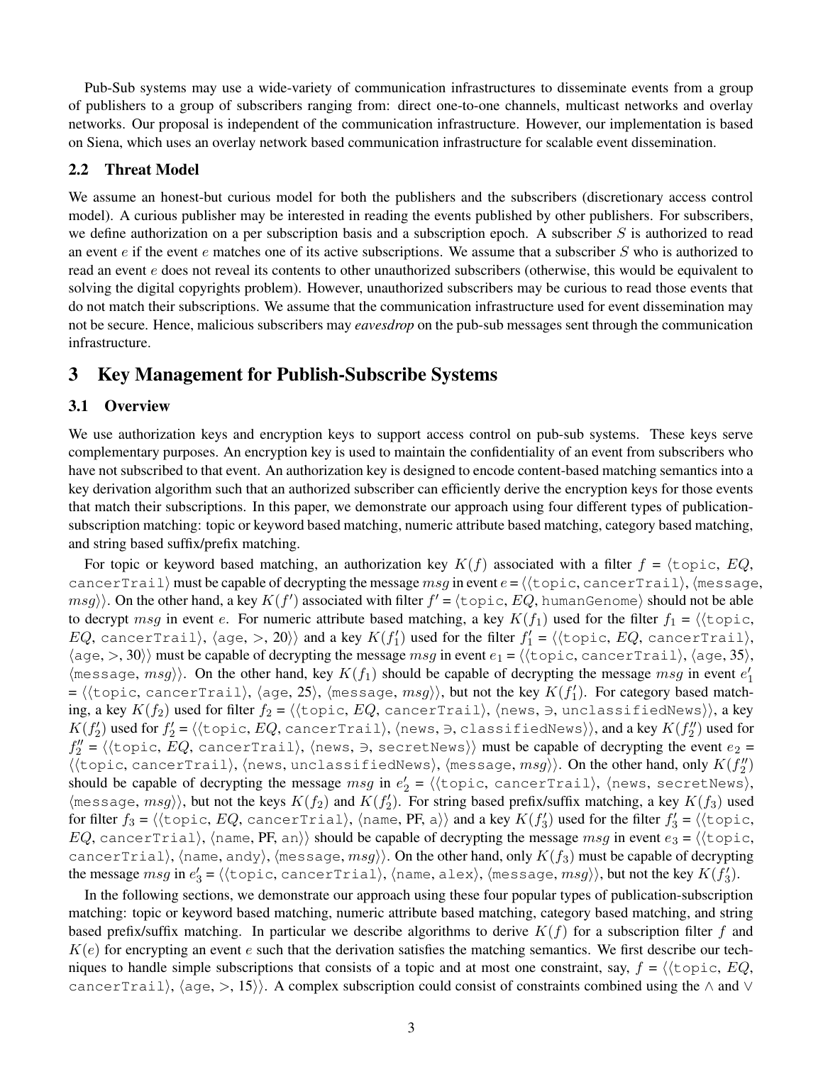Pub-Sub systems may use a wide-variety of communication infrastructures to disseminate events from a group of publishers to a group of subscribers ranging from: direct one-to-one channels, multicast networks and overlay networks. Our proposal is independent of the communication infrastructure. However, our implementation is based on Siena, which uses an overlay network based communication infrastructure for scalable event dissemination.

### 2.2 Threat Model

We assume an honest-but curious model for both the publishers and the subscribers (discretionary access control model). A curious publisher may be interested in reading the events published by other publishers. For subscribers, we define authorization on a per subscription basis and a subscription epoch. A subscriber $S$ is authorized to read an event $e$ if the event $e$ matches one of its active subscriptions. We assume that a subscriber $S$ who is authorized to read an event $e$ does not reveal its contents to other unauthorized subscribers (otherwise, this would be equivalent to solving the digital copyrights problem). However, unauthorized subscribers may be curious to read those events that do not match their subscriptions. We assume that the communication infrastructure used for event dissemination may not be secure. Hence, malicious subscribers may *eavesdrop* on the pub-sub messages sent through the communication infrastructure.

## 3 Key Management for Publish-Subscribe Systems

### 3.1 Overview

We use authorization keys and encryption keys to support access control on pub-sub systems. These keys serve complementary purposes. An encryption key is used to maintain the confidentiality of an event from subscribers who have not subscribed to that event. An authorization key is designed to encode content-based matching semantics into a key derivation algorithm such that an authorized subscriber can efficiently derive the encryption keys for those events that match their subscriptions. In this paper, we demonstrate our approach using four different types of publication-subscription matching: topic or keyword based matching, numeric attribute based matching, category based matching, and string based suffix/prefix matching.

For topic or keyword based matching, an authorization key $K(f)$ associated with a filter $f = \langle \texttt{topic}, EQ, \texttt{cancerTrail}\rangle$ must be capable of decrypting the message $msg$ in event $e = \langle\langle \texttt{topic}, \texttt{cancerTrail}\rangle, \langle \texttt{message}, msg\rangle\rangle$. On the other hand, a key $K(f')$ associated with filter $f' = \langle \texttt{topic}, EQ, \texttt{humanGenome}\rangle$ should not be able to decrypt $msg$ in event $e$. For numeric attribute based matching, a key $K(f_1)$ used for the filter $f_1 = \langle\langle \texttt{topic}, EQ, \texttt{cancerTrail}\rangle, \langle \texttt{age}, >, 20\rangle\rangle$ and a key $K(f'_1)$ used for the filter $f'_1 = \langle\langle \texttt{topic}, EQ, \texttt{cancerTrail}\rangle, \langle \texttt{age}, >, 30\rangle\rangle$ must be capable of decrypting the message $msg$ in event $e_1 = \langle\langle \texttt{topic}, \texttt{cancerTrail}\rangle, \langle \texttt{age}, 35\rangle, \langle \texttt{message}, msg\rangle\rangle$. On the other hand, key $K(f_1)$ should be capable of decrypting the message $msg$ in event $e'_1 = \langle\langle \texttt{topic}, \texttt{cancerTrail}\rangle, \langle \texttt{age}, 25\rangle, \langle \texttt{message}, msg\rangle\rangle$, but not the key $K(f'_1)$. For category based matching, a key $K(f_2)$ used for filter $f_2 = \langle\langle \texttt{topic}, EQ, \texttt{cancerTrail}\rangle, \langle \texttt{news}, \ni, \texttt{unclassifiedNews}\rangle\rangle$, a key $K(f'_2)$ used for $f'_2 = \langle\langle \texttt{topic}, EQ, \texttt{cancerTrail}\rangle, \langle \texttt{news}, \ni, \texttt{classifiedNews}\rangle\rangle$, and a key $K(f''_2)$ used for $f''_2 = \langle\langle \texttt{topic}, EQ, \texttt{cancerTrail}\rangle, \langle \texttt{news}, \ni, \texttt{secretNews}\rangle\rangle$ must be capable of decrypting the event $e_2 = \langle\langle \texttt{topic}, \texttt{cancerTrail}\rangle, \langle \texttt{news}, \texttt{unclassifiedNews}\rangle, \langle \texttt{message}, msg\rangle\rangle$. On the other hand, only $K(f''_2)$ should be capable of decrypting the message $msg$ in $e'_2 = \langle\langle \texttt{topic}, \texttt{cancerTrail}\rangle, \langle \texttt{news}, \texttt{secretNews}\rangle, \langle \texttt{message}, msg\rangle\rangle$, but not the keys $K(f_2)$ and $K(f'_2)$. For string based prefix/suffix matching, a key $K(f_3)$ used for filter $f_3 = \langle\langle \texttt{topic}, EQ, \texttt{cancerTrial}\rangle, \langle \texttt{name}, \text{PF}, \texttt{a}\rangle\rangle$ and a key $K(f'_3)$ used for the filter $f'_3 = \langle\langle \texttt{topic}, EQ, \texttt{cancerTrial}\rangle, \langle \texttt{name}, \text{PF}, \texttt{an}\rangle\rangle$ should be capable of decrypting the message $msg$ in event $e_3 = \langle\langle \texttt{topic}, \texttt{cancerTrial}\rangle, \langle \texttt{name}, \texttt{andy}\rangle, \langle \texttt{message}, msg\rangle\rangle$. On the other hand, only $K(f_3)$ must be capable of decrypting the message $msg$ in $e'_3 = \langle\langle \texttt{topic}, \texttt{cancerTrial}\rangle, \langle \texttt{name}, \texttt{alex}\rangle, \langle \texttt{message}, msg\rangle\rangle$, but not the key $K(f'_3)$.

In the following sections, we demonstrate our approach using these four popular types of publication-subscription matching: topic or keyword based matching, numeric attribute based matching, category based matching, and string based prefix/suffix matching. In particular we describe algorithms to derive $K(f)$ for a subscription filter $f$ and $K(e)$ for encrypting an event $e$ such that the derivation satisfies the matching semantics. We first describe our techniques to handle simple subscriptions that consists of a topic and at most one constraint, say, $f = \langle\langle \texttt{topic}, EQ, \texttt{cancerTrail}\rangle, \langle \texttt{age}, >, 15\rangle\rangle$. A complex subscription could consist of constraints combined using the $\wedge$ and $\vee$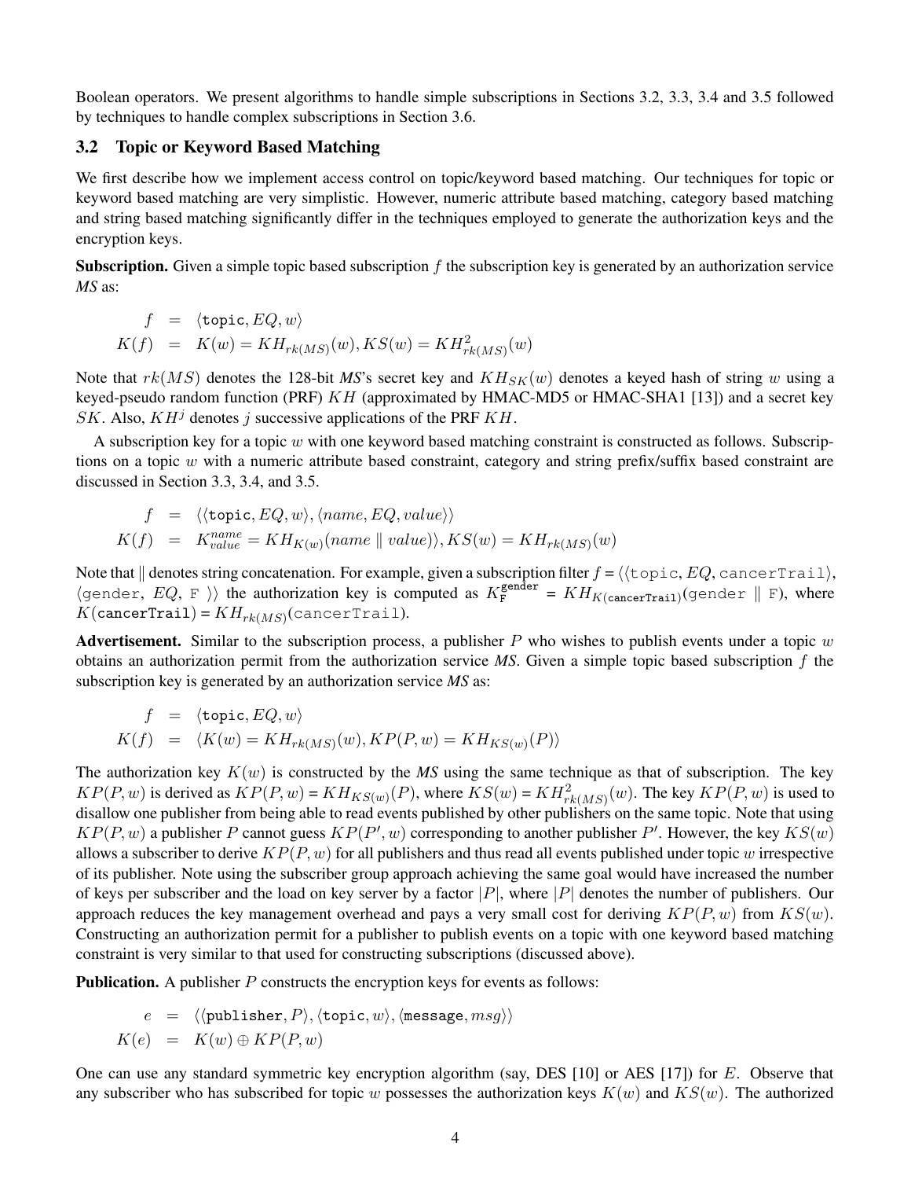Boolean operators. We present algorithms to handle simple subscriptions in Sections 3.2, 3.3, 3.4 and 3.5 followed by techniques to handle complex subscriptions in Section 3.6.

## 3.2 Topic or Keyword Based Matching

We first describe how we implement access control on topic/keyword based matching. Our techniques for topic or keyword based matching are very simplistic. However, numeric attribute based matching, category based matching and string based matching significantly differ in the techniques employed to generate the authorization keys and the encryption keys.

**Subscription.** Given a simple topic based subscription $f$ the subscription key is generated by an authorization service *MS* as:

$$
\begin{aligned}
f &= \langle \texttt{topic}, EQ, w \rangle \\
K(f) &= K(w) = KH_{rk(MS)}(w), KS(w) = KH^2_{rk(MS)}(w)
\end{aligned}
$$

Note that $rk(MS)$ denotes the 128-bit *MS*'s secret key and $KH_{SK}(w)$ denotes a keyed hash of string $w$ using a keyed-pseudo random function (PRF) $KH$ (approximated by HMAC-MD5 or HMAC-SHA1 [13]) and a secret key $SK$. Also, $KH^j$ denotes $j$ successive applications of the PRF $KH$.

A subscription key for a topic $w$ with one keyword based matching constraint is constructed as follows. Subscriptions on a topic $w$ with a numeric attribute based constraint, category and string prefix/suffix based constraint are discussed in Section 3.3, 3.4, and 3.5.

$$
\begin{aligned}
f &= \langle\langle \texttt{topic}, EQ, w \rangle, \langle name, EQ, value \rangle\rangle \\
K(f) &= K^{name}_{value} = KH_{K(w)}(name \parallel value)\rangle, KS(w) = KH_{rk(MS)}(w)
\end{aligned}
$$

Note that $\parallel$ denotes string concatenation. For example, given a subscription filter $f = \langle\langle \texttt{topic}, EQ, \texttt{cancerTrail}\rangle$, $\langle \texttt{gender}, EQ, \texttt{F} \rangle\rangle$ the authorization key is computed as $K^{\texttt{gender}}_{\texttt{F}} = KH_{K(\texttt{cancerTrail})}(\texttt{gender} \parallel \texttt{F})$, where $K(\texttt{cancerTrail}) = KH_{rk(MS)}(\texttt{cancerTrail})$.

**Advertisement.** Similar to the subscription process, a publisher $P$ who wishes to publish events under a topic $w$ obtains an authorization permit from the authorization service *MS*. Given a simple topic based subscription $f$ the subscription key is generated by an authorization service *MS* as:

$$
\begin{aligned}
f &= \langle \texttt{topic}, EQ, w \rangle \\
K(f) &= \langle K(w) = KH_{rk(MS)}(w), KP(P, w) = KH_{KS(w)}(P) \rangle
\end{aligned}
$$

The authorization key $K(w)$ is constructed by the *MS* using the same technique as that of subscription. The key $KP(P, w)$ is derived as $KP(P, w) = KH_{KS(w)}(P)$, where $KS(w) = KH^2_{rk(MS)}(w)$. The key $KP(P, w)$ is used to disallow one publisher from being able to read events published by other publishers on the same topic. Note that using $KP(P, w)$ a publisher $P$ cannot guess $KP(P', w)$ corresponding to another publisher $P'$. However, the key $KS(w)$ allows a subscriber to derive $KP(P, w)$ for all publishers and thus read all events published under topic $w$ irrespective of its publisher. Note using the subscriber group approach achieving the same goal would have increased the number of keys per subscriber and the load on key server by a factor $|P|$, where $|P|$ denotes the number of publishers. Our approach reduces the key management overhead and pays a very small cost for deriving $KP(P, w)$ from $KS(w)$. Constructing an authorization permit for a publisher to publish events on a topic with one keyword based matching constraint is very similar to that used for constructing subscriptions (discussed above).

**Publication.** A publisher $P$ constructs the encryption keys for events as follows:

$$
\begin{aligned}
e &= \langle\langle \texttt{publisher}, P \rangle, \langle \texttt{topic}, w \rangle, \langle \texttt{message}, msg \rangle\rangle \\
K(e) &= K(w) \oplus KP(P, w)
\end{aligned}
$$

One can use any standard symmetric key encryption algorithm (say, DES [10] or AES [17]) for $E$. Observe that any subscriber who has subscribed for topic $w$ possesses the authorization keys $K(w)$ and $KS(w)$. The authorized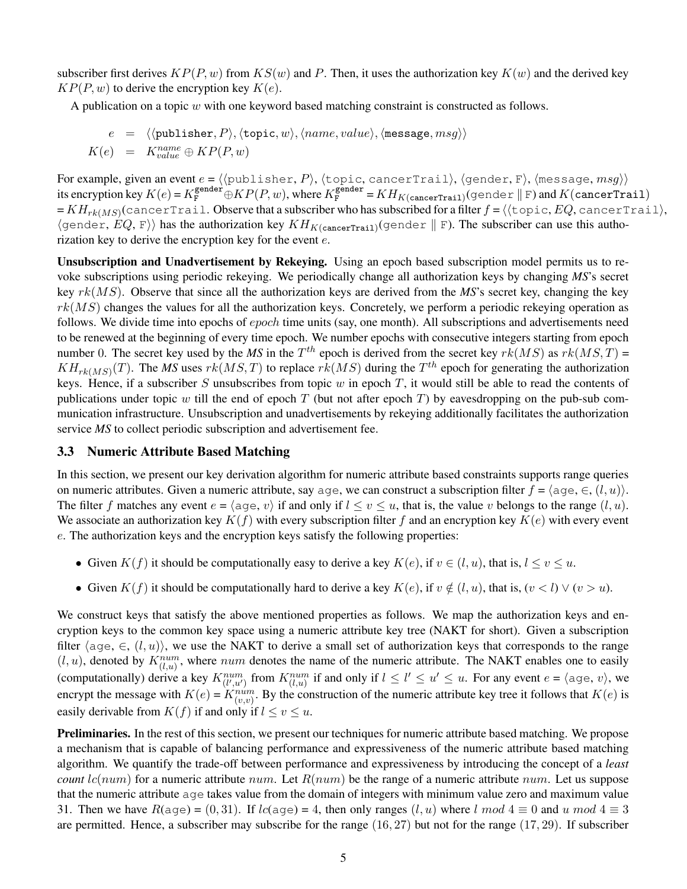subscriber first derives $KP(P, w)$ from $KS(w)$ and $P$. Then, it uses the authorization key $K(w)$ and the derived key $KP(P, w)$ to derive the encryption key $K(e)$.

A publication on a topic $w$ with one keyword based matching constraint is constructed as follows.

$$
\begin{aligned}
e &= \langle\langle \texttt{publisher}, P\rangle, \langle \texttt{topic}, w\rangle, \langle name, value\rangle, \langle \texttt{message}, msg\rangle\rangle \\
K(e) &= K^{name}_{value} \oplus KP(P, w)
\end{aligned}
$$

For example, given an event $e = \langle\langle \texttt{publisher}, P\rangle, \langle \texttt{topic}, \texttt{cancerTrail}\rangle, \langle \texttt{gender}, \texttt{F}\rangle, \langle \texttt{message}, msg\rangle\rangle$ its encryption key $K(e) = K^{\texttt{gender}}_{\texttt{F}} \oplus KP(P, w)$, where $K^{\texttt{gender}}_{\texttt{F}} = KH_{K(\texttt{cancerTrail})}(\texttt{gender} \parallel \texttt{F})$ and $K(\texttt{cancerTrail})$ $= KH_{rk(MS)}(\texttt{cancerTrail}$. Observe that a subscriber who has subscribed for a filter $f = \langle\langle \texttt{topic}, EQ, \texttt{cancerTrail}\rangle$, $\langle \texttt{gender}, EQ, \texttt{F}\rangle\rangle$ has the authorization key $KH_{K(\texttt{cancerTrail})}(\texttt{gender} \parallel \texttt{F})$. The subscriber can use this authorization key to derive the encryption key for the event $e$.

**Unsubscription and Unadvertisement by Rekeying.** Using an epoch based subscription model permits us to revoke subscriptions using periodic rekeying. We periodically change all authorization keys by changing *MS*'s secret key $rk(MS)$. Observe that since all the authorization keys are derived from the *MS*'s secret key, changing the key $rk(MS)$ changes the values for all the authorization keys. Concretely, we perform a periodic rekeying operation as follows. We divide time into epochs of $epoch$ time units (say, one month). All subscriptions and advertisements need to be renewed at the beginning of every time epoch. We number epochs with consecutive integers starting from epoch number 0. The secret key used by the *MS* in the $T^{th}$ epoch is derived from the secret key $rk(MS)$ as $rk(MS, T) = KH_{rk(MS)}(T)$. The *MS* uses $rk(MS, T)$ to replace $rk(MS)$ during the $T^{th}$ epoch for generating the authorization keys. Hence, if a subscriber $S$ unsubscribes from topic $w$ in epoch $T$, it would still be able to read the contents of publications under topic $w$ till the end of epoch $T$ (but not after epoch $T$) by eavesdropping on the pub-sub communication infrastructure. Unsubscription and unadvertisements by rekeying additionally facilitates the authorization service *MS* to collect periodic subscription and advertisement fee.

### 3.3 Numeric Attribute Based Matching

In this section, we present our key derivation algorithm for numeric attribute based constraints supports range queries on numeric attributes. Given a numeric attribute, say $\texttt{age}$, we can construct a subscription filter $f = \langle \texttt{age}, \in, (l, u)\rangle$. The filter $f$ matches any event $e = \langle \texttt{age}, v\rangle$ if and only if $l \leq v \leq u$, that is, the value $v$ belongs to the range $(l, u)$. We associate an authorization key $K(f)$ with every subscription filter $f$ and an encryption key $K(e)$ with every event $e$. The authorization keys and the encryption keys satisfy the following properties:

- Given $K(f)$ it should be computationally easy to derive a key $K(e)$, if $v \in (l, u)$, that is, $l \leq v \leq u$.
- Given $K(f)$ it should be computationally hard to derive a key $K(e)$, if $v \notin (l, u)$, that is, $(v < l) \vee (v > u)$.

We construct keys that satisfy the above mentioned properties as follows. We map the authorization keys and encryption keys to the common key space using a numeric attribute key tree (NAKT for short). Given a subscription filter $\langle \texttt{age}, \in, (l, u)\rangle$, we use the NAKT to derive a small set of authorization keys that corresponds to the range $(l, u)$, denoted by $K^{num}_{(l,u)}$, where $num$ denotes the name of the numeric attribute. The NAKT enables one to easily (computationally) derive a key $K^{num}_{(l',u')}$ from $K^{num}_{(l,u)}$ if and only if $l \leq l' \leq u' \leq u$. For any event $e = \langle \texttt{age}, v\rangle$, we encrypt the message with $K(e) = K^{num}_{(v,v)}$. By the construction of the numeric attribute key tree it follows that $K(e)$ is easily derivable from $K(f)$ if and only if $l \leq v \leq u$.

**Preliminaries.** In the rest of this section, we present our techniques for numeric attribute based matching. We propose a mechanism that is capable of balancing performance and expressiveness of the numeric attribute based matching algorithm. We quantify the trade-off between performance and expressiveness by introducing the concept of a *least count* $lc(num)$ for a numeric attribute $num$. Let $R(num)$ be the range of a numeric attribute $num$. Let us suppose that the numeric attribute $\texttt{age}$ takes value from the domain of integers with minimum value zero and maximum value 31. Then we have $R(\texttt{age}) = (0, 31)$. If $lc(\texttt{age}) = 4$, then only ranges $(l, u)$ where $l \bmod 4 \equiv 0$ and $u \bmod 4 \equiv 3$ are permitted. Hence, a subscriber may subscribe for the range $(16, 27)$ but not for the range $(17, 29)$. If subscriber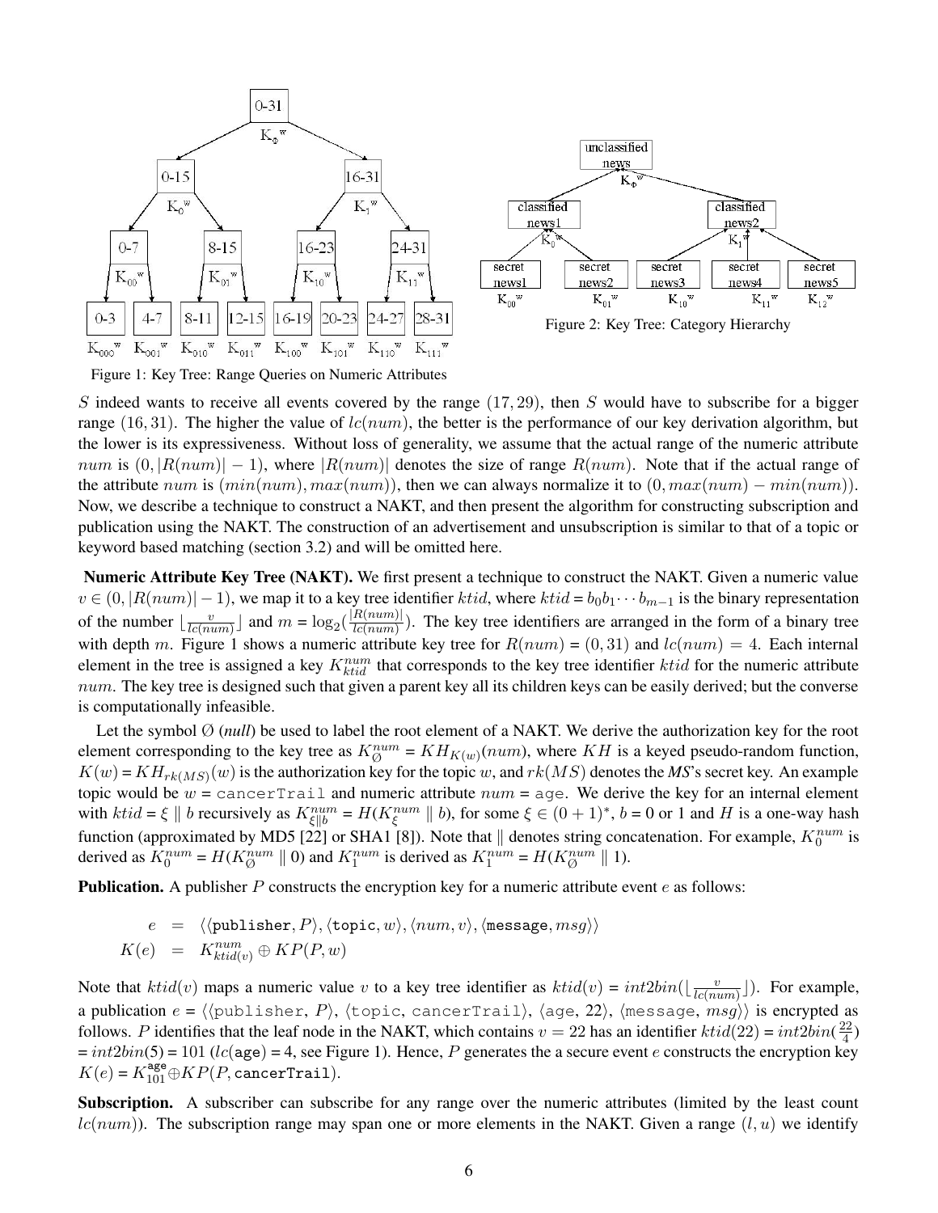Figure 1: Key Tree: Range Queries on Numeric Attributes

Figure 2: Key Tree: Category Hierarchy

$S$ indeed wants to receive all events covered by the range $(17, 29)$, then $S$ would have to subscribe for a bigger range $(16, 31)$. The higher the value of $lc(num)$, the better is the performance of our key derivation algorithm, but the lower is its expressiveness. Without loss of generality, we assume that the actual range of the numeric attribute $num$ is $(0, |R(num)| - 1)$, where $|R(num)|$ denotes the size of range $R(num)$. Note that if the actual range of the attribute $num$ is $(min(num), max(num))$, then we can always normalize it to $(0, max(num) - min(num))$. Now, we describe a technique to construct a NAKT, and then present the algorithm for constructing subscription and publication using the NAKT. The construction of an advertisement and unsubscription is similar to that of a topic or keyword based matching (section 3.2) and will be omitted here.

**Numeric Attribute Key Tree (NAKT).** We first present a technique to construct the NAKT. Given a numeric value $v \in (0, |R(num)| - 1)$, we map it to a key tree identifier $ktid$, where $ktid = b_0 b_1 \cdots b_{m-1}$ is the binary representation of the number $\lfloor \frac{v}{lc(num)} \rfloor$ and $m = \log_2(\frac{|R(num)|}{lc(num)})$. The key tree identifiers are arranged in the form of a binary tree with depth $m$. Figure 1 shows a numeric attribute key tree for $R(num) = (0, 31)$ and $lc(num) = 4$. Each internal element in the tree is assigned a key $K_{ktid}^{num}$ that corresponds to the key tree identifier $ktid$ for the numeric attribute $num$. The key tree is designed such that given a parent key all its children keys can be easily derived; but the converse is computationally infeasible.

Let the symbol $\emptyset$ (*null*) be used to label the root element of a NAKT. We derive the authorization key for the root element corresponding to the key tree as $K_{\emptyset}^{num} = KH_{K(w)}(num)$, where $KH$ is a keyed pseudo-random function, $K(w) = KH_{rk(MS)}(w)$ is the authorization key for the topic $w$, and $rk(MS)$ denotes the ***MS***'s secret key. An example topic would be $w$ = `cancerTrail` and numeric attribute $num$ = `age`. We derive the key for an internal element with $ktid = \xi \parallel b$ recursively as $K_{\xi \parallel b}^{num} = H(K_{\xi}^{num} \parallel b)$, for some $\xi \in (0+1)^*$, $b = 0$ or $1$ and $H$ is a one-way hash function (approximated by MD5 [22] or SHA1 [8]). Note that $\parallel$ denotes string concatenation. For example, $K_0^{num}$ is derived as $K_0^{num} = H(K_{\emptyset}^{num} \parallel 0)$ and $K_1^{num}$ is derived as $K_1^{num} = H(K_{\emptyset}^{num} \parallel 1)$.

**Publication.** A publisher $P$ constructs the encryption key for a numeric attribute event $e$ as follows:

$$
\begin{aligned}
e &= \langle \langle \texttt{publisher}, P \rangle, \langle \texttt{topic}, w \rangle, \langle num, v \rangle, \langle \texttt{message}, msg \rangle \rangle \\
K(e) &= K_{ktid(v)}^{num} \oplus KP(P, w)
\end{aligned}
$$

Note that $ktid(v)$ maps a numeric value $v$ to a key tree identifier as $ktid(v) = int2bin(\lfloor \frac{v}{lc(num)} \rfloor)$. For example, a publication $e = \langle \langle \texttt{publisher}, P \rangle, \langle \texttt{topic}, \texttt{cancerTrail} \rangle, \langle \texttt{age}, 22 \rangle, \langle \texttt{message}, msg \rangle \rangle$ is encrypted as follows. $P$ identifies that the leaf node in the NAKT, which contains $v = 22$ has an identifier $ktid(22) = int2bin(\frac{22}{4}) = int2bin(5) = 101$ ($lc(\texttt{age}) = 4$, see Figure 1). Hence, $P$ generates the a secure event $e$ constructs the encryption key $K(e) = K_{101}^{\texttt{age}} \oplus KP(P, \texttt{cancerTrail})$.

**Subscription.** A subscriber can subscribe for any range over the numeric attributes (limited by the least count $lc(num)$). The subscription range may span one or more elements in the NAKT. Given a range $(l, u)$ we identify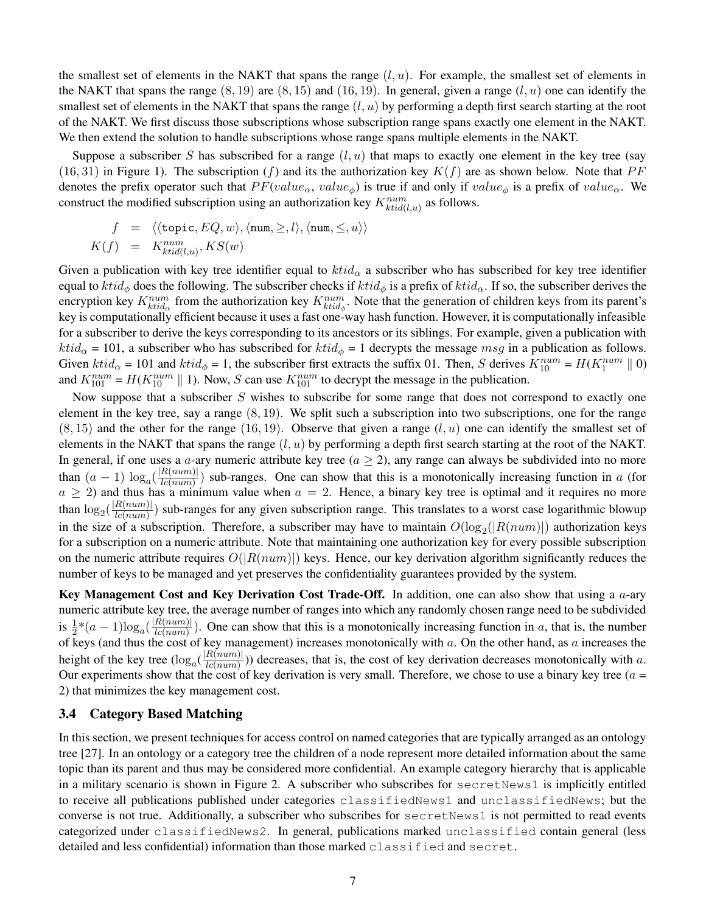the smallest set of elements in the NAKT that spans the range $(l, u)$. For example, the smallest set of elements in the NAKT that spans the range $(8, 19)$ are $(8, 15)$ and $(16, 19)$. In general, given a range $(l, u)$ one can identify the smallest set of elements in the NAKT that spans the range $(l, u)$ by performing a depth first search starting at the root of the NAKT. We first discuss those subscriptions whose subscription range spans exactly one element in the NAKT. We then extend the solution to handle subscriptions whose range spans multiple elements in the NAKT.

Suppose a subscriber $S$ has subscribed for a range $(l, u)$ that maps to exactly one element in the key tree (say $(16, 31)$ in Figure 1). The subscription $(f)$ and its the authorization key $K(f)$ are as shown below. Note that $PF$ denotes the prefix operator such that $PF(value_\alpha, value_\phi)$ is true if and only if $value_\phi$ is a prefix of $value_\alpha$. We construct the modified subscription using an authorization key $K^{num}_{ktid(l,u)}$ as follows.

$$
\begin{aligned}
f &= \langle\langle \texttt{topic}, EQ, w\rangle, \langle \texttt{num}, \geq, l\rangle, \langle \texttt{num}, \leq, u\rangle\rangle \\
K(f) &= K^{num}_{ktid(l,u)}, KS(w)
\end{aligned}
$$

Given a publication with key tree identifier equal to $ktid_\alpha$ a subscriber who has subscribed for key tree identifier equal to $ktid_\phi$ does the following. The subscriber checks if $ktid_\phi$ is a prefix of $ktid_\alpha$. If so, the subscriber derives the encryption key $K^{num}_{ktid_\alpha}$ from the authorization key $K^{num}_{ktid_\phi}$. Note that the generation of children keys from its parent's key is computationally efficient because it uses a fast one-way hash function. However, it is computationally infeasible for a subscriber to derive the keys corresponding to its ancestors or its siblings. For example, given a publication with $ktid_\alpha$ = 101, a subscriber who has subscribed for $ktid_\phi$ = 1 decrypts the message $msg$ in a publication as follows. Given $ktid_\alpha$ = 101 and $ktid_\phi$ = 1, the subscriber first extracts the suffix 01. Then, $S$ derives $K^{num}_{10} = H(K^{num}_1 \parallel 0)$ and $K^{num}_{101} = H(K^{num}_{10} \parallel 1)$. Now, $S$ can use $K^{num}_{101}$ to decrypt the message in the publication.

Now suppose that a subscriber $S$ wishes to subscribe for some range that does not correspond to exactly one element in the key tree, say a range $(8, 19)$. We split such a subscription into two subscriptions, one for the range $(8, 15)$ and the other for the range $(16, 19)$. Observe that given a range $(l, u)$ one can identify the smallest set of elements in the NAKT that spans the range $(l, u)$ by performing a depth first search starting at the root of the NAKT. In general, if one uses a $a$-ary numeric attribute key tree ($a \geq 2$), any range can always be subdivided into no more than $(a-1)\log_a(\frac{|R(num)|}{lc(num)})$ sub-ranges. One can show that this is a monotonically increasing function in $a$ (for $a \geq 2$) and thus has a minimum value when $a = 2$. Hence, a binary key tree is optimal and it requires no more than $\log_2(\frac{|R(num)|}{lc(num)})$ sub-ranges for any given subscription range. This translates to a worst case logarithmic blowup in the size of a subscription. Therefore, a subscriber may have to maintain $O(\log_2(|R(num)|)$ authorization keys for a subscription on a numeric attribute. Note that maintaining one authorization key for every possible subscription on the numeric attribute requires $O(|R(num)|)$ keys. Hence, our key derivation algorithm significantly reduces the number of keys to be managed and yet preserves the confidentiality guarantees provided by the system.

**Key Management Cost and Key Derivation Cost Trade-Off.** In addition, one can also show that using a $a$-ary numeric attribute key tree, the average number of ranges into which any randomly chosen range need to be subdivided is $\frac{1}{2}*(a-1)\log_a(\frac{|R(num)|}{lc(num)})$. One can show that this is a monotonically increasing function in $a$, that is, the number of keys (and thus the cost of key management) increases monotonically with $a$. On the other hand, as $a$ increases the height of the key tree ($\log_a(\frac{|R(num)|}{lc(num)})$) decreases, that is, the cost of key derivation decreases monotonically with $a$. Our experiments show that the cost of key derivation is very small. Therefore, we chose to use a binary key tree ($a$ = 2) that minimizes the key management cost.

### 3.4 Category Based Matching

In this section, we present techniques for access control on named categories that are typically arranged as an ontology tree [27]. In an ontology or a category tree the children of a node represent more detailed information about the same topic than its parent and thus may be considered more confidential. An example category hierarchy that is applicable in a military scenario is shown in Figure 2. A subscriber who subscribes for `secretNews1` is implicitly entitled to receive all publications published under categories `classifiedNews1` and `unclassifiedNews`; but the converse is not true. Additionally, a subscriber who subscribes for `secretNews1` is not permitted to read events categorized under `classifiedNews2`. In general, publications marked `unclassified` contain general (less detailed and less confidential) information than those marked `classified` and `secret`.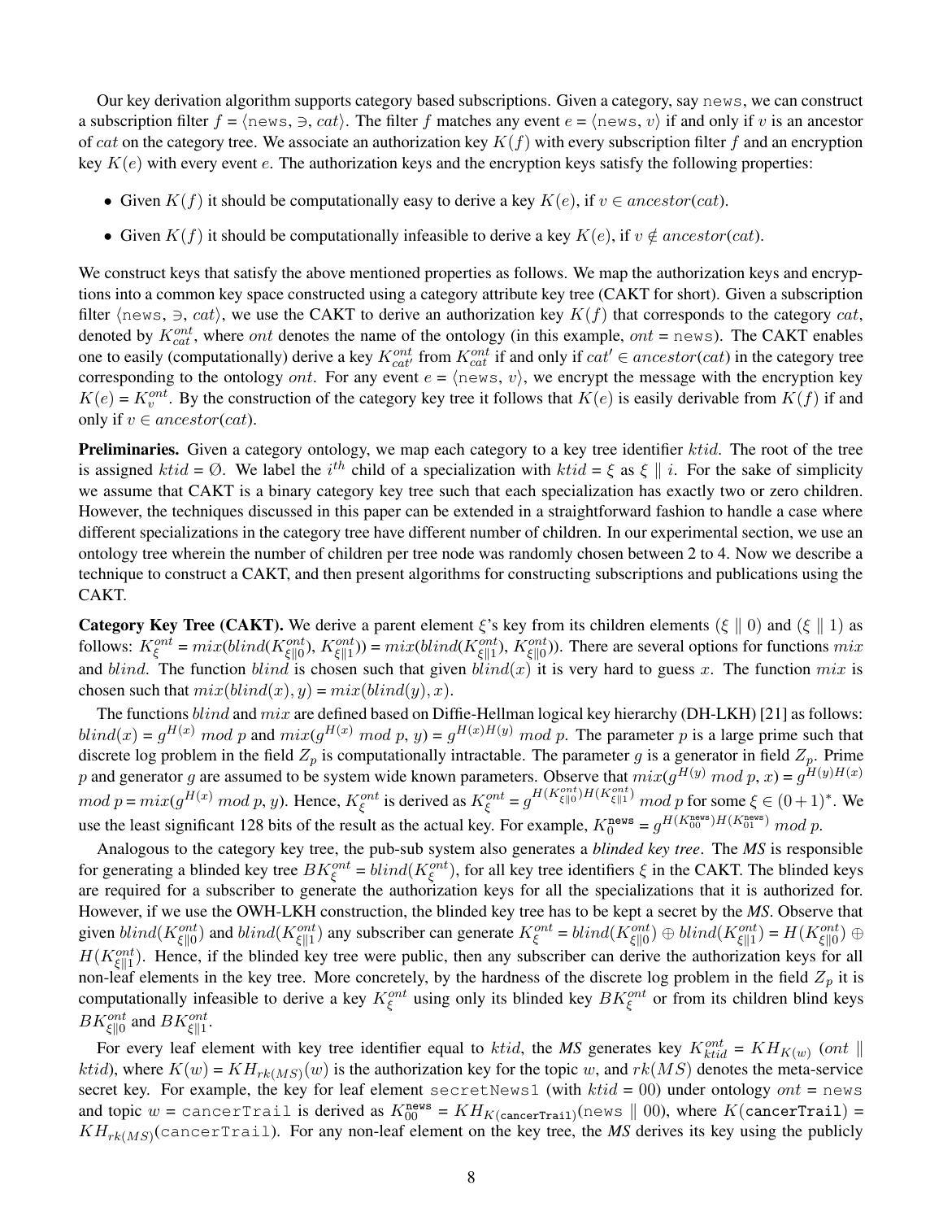Our key derivation algorithm supports category based subscriptions. Given a category, say `news`, we can construct a subscription filter $f = \langle \texttt{news}, \ni, cat \rangle$. The filter $f$ matches any event $e = \langle \texttt{news}, v \rangle$ if and only if $v$ is an ancestor of $cat$ on the category tree. We associate an authorization key $K(f)$ with every subscription filter $f$ and an encryption key $K(e)$ with every event $e$. The authorization keys and the encryption keys satisfy the following properties:

- Given $K(f)$ it should be computationally easy to derive a key $K(e)$, if $v \in ancestor(cat)$.
- Given $K(f)$ it should be computationally infeasible to derive a key $K(e)$, if $v \notin ancestor(cat)$.

We construct keys that satisfy the above mentioned properties as follows. We map the authorization keys and encryptions into a common key space constructed using a category attribute key tree (CAKT for short). Given a subscription filter $\langle \texttt{news}, \ni, cat \rangle$, we use the CAKT to derive an authorization key $K(f)$ that corresponds to the category $cat$, denoted by $K^{ont}_{cat}$, where $ont$ denotes the name of the ontology (in this example, $ont$ = `news`). The CAKT enables one to easily (computationally) derive a key $K^{ont}_{cat'}$ from $K^{ont}_{cat}$ if and only if $cat' \in ancestor(cat)$ in the category tree corresponding to the ontology $ont$. For any event $e = \langle \texttt{news}, v \rangle$, we encrypt the message with the encryption key $K(e) = K^{ont}_{v}$. By the construction of the category key tree it follows that $K(e)$ is easily derivable from $K(f)$ if and only if $v \in ancestor(cat)$.

**Preliminaries.** Given a category ontology, we map each category to a key tree identifier $ktid$. The root of the tree is assigned $ktid = \emptyset$. We label the $i^{th}$ child of a specialization with $ktid = \xi$ as $\xi \parallel i$. For the sake of simplicity we assume that CAKT is a binary category key tree such that each specialization has exactly two or zero children. However, the techniques discussed in this paper can be extended in a straightforward fashion to handle a case where different specializations in the category tree have different number of children. In our experimental section, we use an ontology tree wherein the number of children per tree node was randomly chosen between 2 to 4. Now we describe a technique to construct a CAKT, and then present algorithms for constructing subscriptions and publications using the CAKT.

**Category Key Tree (CAKT).** We derive a parent element $\xi$'s key from its children elements $(\xi \parallel 0)$ and $(\xi \parallel 1)$ as follows: $K^{ont}_{\xi} = mix(blind(K^{ont}_{\xi\parallel 0}), K^{ont}_{\xi\parallel 1}) = mix(blind(K^{ont}_{\xi\parallel 1}), K^{ont}_{\xi\parallel 0})$. There are several options for functions $mix$ and $blind$. The function $blind$ is chosen such that given $blind(x)$ it is very hard to guess $x$. The function $mix$ is chosen such that $mix(blind(x), y) = mix(blind(y), x)$.

The functions $blind$ and $mix$ are defined based on Diffie-Hellman logical key hierarchy (DH-LKH) [21] as follows: $blind(x) = g^{H(x)} \bmod p$ and $mix(g^{H(x)} \bmod p, y) = g^{H(x)H(y)} \bmod p$. The parameter $p$ is a large prime such that discrete log problem in the field $Z_p$ is computationally intractable. The parameter $g$ is a generator in field $Z_p$. Prime $p$ and generator $g$ are assumed to be system wide known parameters. Observe that $mix(g^{H(y)} \bmod p, x) = g^{H(y)H(x)} \bmod p = mix(g^{H(x)} \bmod p, y)$. Hence, $K^{ont}_{\xi}$ is derived as $K^{ont}_{\xi} = g^{H(K^{ont}_{\xi\parallel 0})H(K^{ont}_{\xi\parallel 1})} \bmod p$ for some $\xi \in (0+1)^*$. We use the least significant 128 bits of the result as the actual key. For example, $K^{\texttt{news}}_{0} = g^{H(K^{\texttt{news}}_{00})H(K^{\texttt{news}}_{01})} \bmod p$.

Analogous to the category key tree, the pub-sub system also generates a ***blinded key tree***. The ***MS*** is responsible for generating a blinded key tree $BK^{ont}_{\xi} = blind(K^{ont}_{\xi})$, for all key tree identifiers $\xi$ in the CAKT. The blinded keys are required for a subscriber to generate the authorization keys for all the specializations that it is authorized for. However, if we use the OWH-LKH construction, the blinded key tree has to be kept a secret by the ***MS***. Observe that given $blind(K^{ont}_{\xi\parallel 0})$ and $blind(K^{ont}_{\xi\parallel 1})$ any subscriber can generate $K^{ont}_{\xi} = blind(K^{ont}_{\xi\parallel 0}) \oplus blind(K^{ont}_{\xi\parallel 1}) = H(K^{ont}_{\xi\parallel 0}) \oplus H(K^{ont}_{\xi\parallel 1})$. Hence, if the blinded key tree were public, then any subscriber can derive the authorization keys for all non-leaf elements in the key tree. More concretely, by the hardness of the discrete log problem in the field $Z_p$ it is computationally infeasible to derive a key $K^{ont}_{\xi}$ using only its blinded key $BK^{ont}_{\xi}$ or from its children blind keys $BK^{ont}_{\xi\parallel 0}$ and $BK^{ont}_{\xi\parallel 1}$.

For every leaf element with key tree identifier equal to $ktid$, the ***MS*** generates key $K^{ont}_{ktid} = KH_{K(w)}\ (ont \parallel ktid)$, where $K(w) = KH_{rk(MS)}(w)$ is the authorization key for the topic $w$, and $rk(MS)$ denotes the meta-service secret key. For example, the key for leaf element `secretNews1` (with $ktid = 00$) under ontology $ont$ = `news` and topic $w$ = `cancerTrail` is derived as $K^{\texttt{news}}_{00} = KH_{K(\texttt{cancerTrail})}(\texttt{news} \parallel 00)$, where $K(\texttt{cancerTrail}) = KH_{rk(MS)}(\texttt{cancerTrail})$. For any non-leaf element on the key tree, the ***MS*** derives its key using the publicly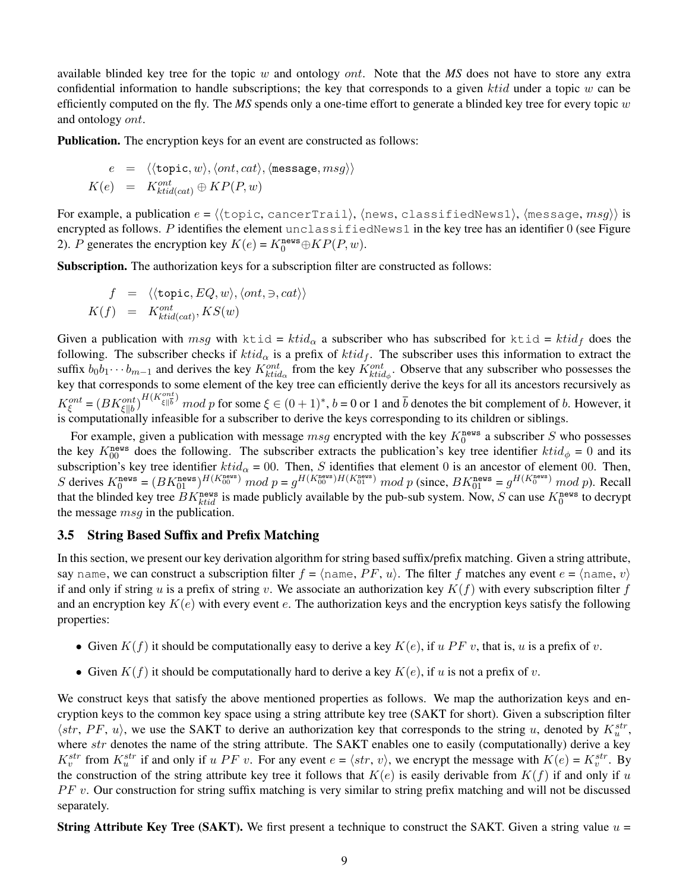available blinded key tree for the topic $w$ and ontology $ont$. Note that the *MS* does not have to store any extra confidential information to handle subscriptions; the key that corresponds to a given $ktid$ under a topic $w$ can be efficiently computed on the fly. The *MS* spends only a one-time effort to generate a blinded key tree for every topic $w$ and ontology $ont$.

**Publication.** The encryption keys for an event are constructed as follows:

$$
\begin{aligned}
e &= \langle\langle \texttt{topic}, w\rangle, \langle ont, cat\rangle, \langle \texttt{message}, msg\rangle\rangle \\
K(e) &= K^{ont}_{ktid(cat)} \oplus KP(P, w)
\end{aligned}
$$

For example, a publication $e = \langle\langle \texttt{topic, cancerTrail}\rangle, \langle \texttt{news, classifiedNews1}\rangle, \langle \texttt{message}, msg\rangle\rangle$ is encrypted as follows. $P$ identifies the element `unclassifiedNews1` in the key tree has an identifier 0 (see Figure 2). $P$ generates the encryption key $K(e) = K^{\texttt{news}}_0 \oplus KP(P, w)$.

**Subscription.** The authorization keys for a subscription filter are constructed as follows:

$$
\begin{aligned}
f &= \langle\langle \texttt{topic}, EQ, w\rangle, \langle ont, \ni, cat\rangle\rangle \\
K(f) &= K^{ont}_{ktid(cat)}, KS(w)
\end{aligned}
$$

Given a publication with $msg$ with $\texttt{ktid} = ktid_\alpha$ a subscriber who has subscribed for $\texttt{ktid} = ktid_f$ does the following. The subscriber checks if $ktid_\alpha$ is a prefix of $ktid_f$. The subscriber uses this information to extract the suffix $b_0 b_1 \cdots b_{m-1}$ and derives the key $K^{ont}_{ktid_\alpha}$ from the key $K^{ont}_{ktid_\phi}$. Observe that any subscriber who possesses the key that corresponds to some element of the key tree can efficiently derive the keys for all its ancestors recursively as $K^{ont}_\xi = (BK^{ont}_{\xi\|b})^{H(K^{ont}_{\xi\|\overline{b}})} \ mod \ p$ for some $\xi \in (0+1)^*$, $b$ = 0 or 1 and $\overline{b}$ denotes the bit complement of $b$. However, it is computationally infeasible for a subscriber to derive the keys corresponding to its children or siblings.

For example, given a publication with message $msg$ encrypted with the key $K^{\texttt{news}}_0$ a subscriber $S$ who possesses the key $K^{\texttt{news}}_{00}$ does the following. The subscriber extracts the publication's key tree identifier $ktid_\phi$ = 0 and its subscription's key tree identifier $ktid_\alpha$ = 00. Then, $S$ identifies that element 0 is an ancestor of element 00. Then, $S$ derives $K^{\texttt{news}}_0 = (BK^{\texttt{news}}_{01})^{H(K^{\texttt{news}}_{00})} \ mod \ p = g^{H(K^{\texttt{news}}_{00})H(K^{\texttt{news}}_{01})} \ mod \ p$ (since, $BK^{\texttt{news}}_{01} = g^{H(K^{\texttt{news}}_{0})} \ mod \ p$). Recall that the blinded key tree $BK^{\texttt{news}}_{ktid}$ is made publicly available by the pub-sub system. Now, $S$ can use $K^{\texttt{news}}_0$ to decrypt the message $msg$ in the publication.

### 3.5 String Based Suffix and Prefix Matching

In this section, we present our key derivation algorithm for string based suffix/prefix matching. Given a string attribute, say `name`, we can construct a subscription filter $f = \langle \texttt{name}, PF, u\rangle$. The filter $f$ matches any event $e = \langle \texttt{name}, v\rangle$ if and only if string $u$ is a prefix of string $v$. We associate an authorization key $K(f)$ with every subscription filter $f$ and an encryption key $K(e)$ with every event $e$. The authorization keys and the encryption keys satisfy the following properties:

- Given $K(f)$ it should be computationally easy to derive a key $K(e)$, if $u \ PF \ v$, that is, $u$ is a prefix of $v$.
- Given $K(f)$ it should be computationally hard to derive a key $K(e)$, if $u$ is not a prefix of $v$.

We construct keys that satisfy the above mentioned properties as follows. We map the authorization keys and encryption keys to the common key space using a string attribute key tree (SAKT for short). Given a subscription filter $\langle str, PF, u\rangle$, we use the SAKT to derive an authorization key that corresponds to the string $u$, denoted by $K^{str}_u$, where $str$ denotes the name of the string attribute. The SAKT enables one to easily (computationally) derive a key $K^{str}_v$ from $K^{str}_u$ if and only if $u \ PF \ v$. For any event $e = \langle str, v\rangle$, we encrypt the message with $K(e) = K^{str}_v$. By the construction of the string attribute key tree it follows that $K(e)$ is easily derivable from $K(f)$ if and only if $u$ $PF$ $v$. Our construction for string suffix matching is very similar to string prefix matching and will not be discussed separately.

**String Attribute Key Tree (SAKT).** We first present a technique to construct the SAKT. Given a string value $u$ =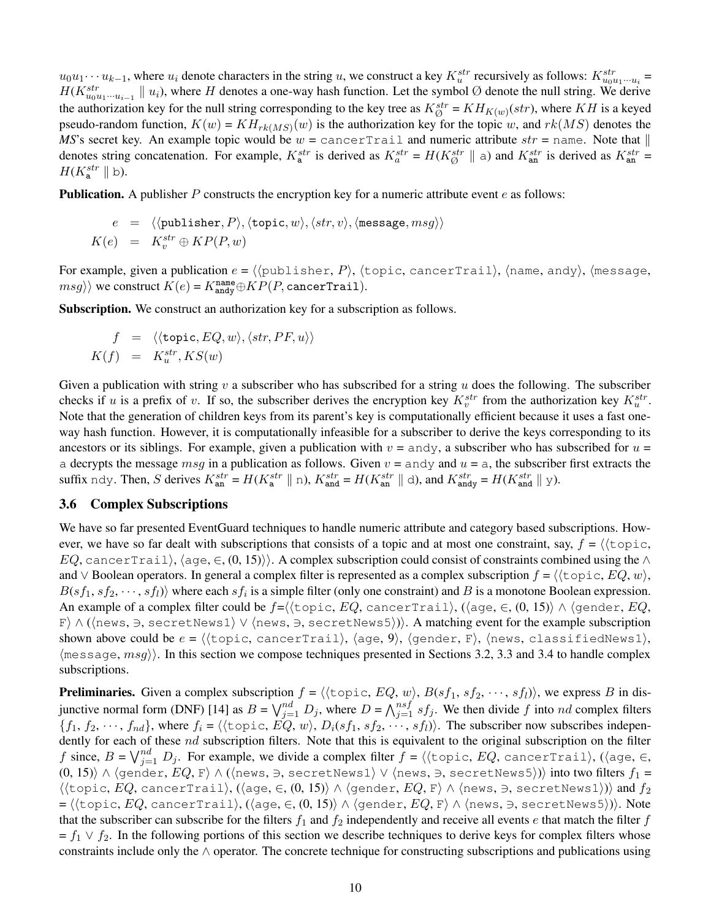$u_0 u_1 \cdots u_{k-1}$, where $u_i$ denote characters in the string $u$, we construct a key $K_u^{str}$ recursively as follows: $K_{u_0 u_1 \cdots u_i}^{str} = H(K_{u_0 u_1 \cdots u_{i-1}}^{str} \parallel u_i)$, where $H$ denotes a one-way hash function. Let the symbol $\emptyset$ denote the null string. We derive the authorization key for the null string corresponding to the key tree as $K_\emptyset^{str} = KH_{K(w)}(str)$, where $KH$ is a keyed pseudo-random function, $K(w) = KH_{rk(MS)}(w)$ is the authorization key for the topic $w$, and $rk(MS)$ denotes the *MS*'s secret key. An example topic would be $w$ = cancerTrail and numeric attribute $str$ = name. Note that $\parallel$ denotes string concatenation. For example, $K_{\texttt{a}}^{str}$ is derived as $K_a^{str} = H(K_\emptyset^{str} \parallel \texttt{a})$ and $K_{\texttt{an}}^{str}$ is derived as $K_{\texttt{an}}^{str} = H(K_{\texttt{a}}^{str} \parallel \texttt{b})$.

**Publication.** A publisher $P$ constructs the encryption key for a numeric attribute event $e$ as follows:

$$
\begin{aligned}
e &= \langle\langle \texttt{publisher}, P\rangle, \langle \texttt{topic}, w\rangle, \langle str, v\rangle, \langle \texttt{message}, msg\rangle\rangle \\
K(e) &= K_v^{str} \oplus KP(P, w)
\end{aligned}
$$

For example, given a publication $e$ = $\langle\langle$publisher, $P\rangle$, $\langle$topic, cancerTrail$\rangle$, $\langle$name, andy$\rangle$, $\langle$message, $msg\rangle\rangle$ we construct $K(e) = K_{\texttt{andy}}^{\texttt{name}} \oplus KP(P, \texttt{cancerTrail})$.

**Subscription.** We construct an authorization key for a subscription as follows.

$$
\begin{aligned}
f &= \langle\langle \texttt{topic}, EQ, w\rangle, \langle str, PF, u\rangle\rangle \\
K(f) &= K_u^{str}, KS(w)
\end{aligned}
$$

Given a publication with string $v$ a subscriber who has subscribed for a string $u$ does the following. The subscriber checks if $u$ is a prefix of $v$. If so, the subscriber derives the encryption key $K_v^{str}$ from the authorization key $K_u^{str}$. Note that the generation of children keys from its parent's key is computationally efficient because it uses a fast one-way hash function. However, it is computationally infeasible for a subscriber to derive the keys corresponding to its ancestors or its siblings. For example, given a publication with $v$ = andy, a subscriber who has subscribed for $u$ = a decrypts the message $msg$ in a publication as follows. Given $v$ = andy and $u$ = a, the subscriber first extracts the suffix ndy. Then, $S$ derives $K_{\texttt{an}}^{str} = H(K_{\texttt{a}}^{str} \parallel \texttt{n})$, $K_{\texttt{and}}^{str} = H(K_{\texttt{an}}^{str} \parallel \texttt{d})$, and $K_{\texttt{andy}}^{str} = H(K_{\texttt{and}}^{str} \parallel \texttt{y})$.

### 3.6 Complex Subscriptions

We have so far presented EventGuard techniques to handle numeric attribute and category based subscriptions. However, we have so far dealt with subscriptions that consists of a topic and at most one constraint, say, $f$ = $\langle\langle$topic, $EQ$, cancerTrail$\rangle$, $\langle$age, $\in$, (0, 15)$\rangle\rangle$. A complex subscription could consist of constraints combined using the $\wedge$ and $\vee$ Boolean operators. In general a complex filter is represented as a complex subscription $f$ = $\langle\langle$topic, $EQ$, $w\rangle$, $B(sf_1, sf_2, \cdots, sf_l)\rangle$ where each $sf_i$ is a simple filter (only one constraint) and $B$ is a monotone Boolean expression. An example of a complex filter could be $f$=$\langle\langle$topic, $EQ$, cancerTrail$\rangle$, ($\langle$age, $\in$, (0, 15)$\rangle$ $\wedge$ $\langle$gender, $EQ$, F$\rangle$ $\wedge$ ($\langle$news, $\ni$, secretNews1$\rangle$ $\vee$ $\langle$news, $\ni$, secretNews5$\rangle$))$\rangle$. A matching event for the example subscription shown above could be $e$ = $\langle\langle$topic, cancerTrail$\rangle$, $\langle$age, 9$\rangle$, $\langle$gender, F$\rangle$, $\langle$news, classifiedNews1$\rangle$, $\langle$message, $msg\rangle\rangle$. In this section we compose techniques presented in Sections 3.2, 3.3 and 3.4 to handle complex subscriptions.

**Preliminaries.** Given a complex subscription $f$ = $\langle\langle$topic, $EQ$, $w\rangle$, $B(sf_1, sf_2, \cdots, sf_l)\rangle$, we express $B$ in disjunctive normal form (DNF) [14] as $B = \bigvee_{j=1}^{nd} D_j$, where $D = \bigwedge_{j=1}^{nsf} sf_j$. We then divide $f$ into $nd$ complex filters $\{f_1, f_2, \cdots, f_{nd}\}$, where $f_i$ = $\langle\langle$topic, $EQ$, $w\rangle$, $D_i(sf_1, sf_2, \cdots, sf_l)\rangle$. The subscriber now subscribes independently for each of these $nd$ subscription filters. Note that this is equivalent to the original subscription on the filter $f$ since, $B = \bigvee_{j=1}^{nd} D_j$. For example, we divide a complex filter $f$ = $\langle\langle$topic, $EQ$, cancerTrail$\rangle$, ($\langle$age, $\in$, (0, 15)$\rangle$ $\wedge$ $\langle$gender, $EQ$, F$\rangle$ $\wedge$ ($\langle$news, $\ni$, secretNews1$\rangle$ $\vee$ $\langle$news, $\ni$, secretNews5$\rangle$))$\rangle$ into two filters $f_1$ = $\langle\langle$topic, $EQ$, cancerTrail$\rangle$, ($\langle$age, $\in$, (0, 15)$\rangle$ $\wedge$ $\langle$gender, $EQ$, F$\rangle$ $\wedge$ $\langle$news, $\ni$, secretNews1$\rangle$)$\rangle$ and $f_2$ = $\langle\langle$topic, $EQ$, cancerTrail$\rangle$, ($\langle$age, $\in$, (0, 15)$\rangle$ $\wedge$ $\langle$gender, $EQ$, F$\rangle$ $\wedge$ $\langle$news, $\ni$, secretNews5$\rangle$)$\rangle$. Note that the subscriber can subscribe for the filters $f_1$ and $f_2$ independently and receive all events $e$ that match the filter $f$ = $f_1 \vee f_2$. In the following portions of this section we describe techniques to derive keys for complex filters whose constraints include only the $\wedge$ operator. The concrete technique for constructing subscriptions and publications using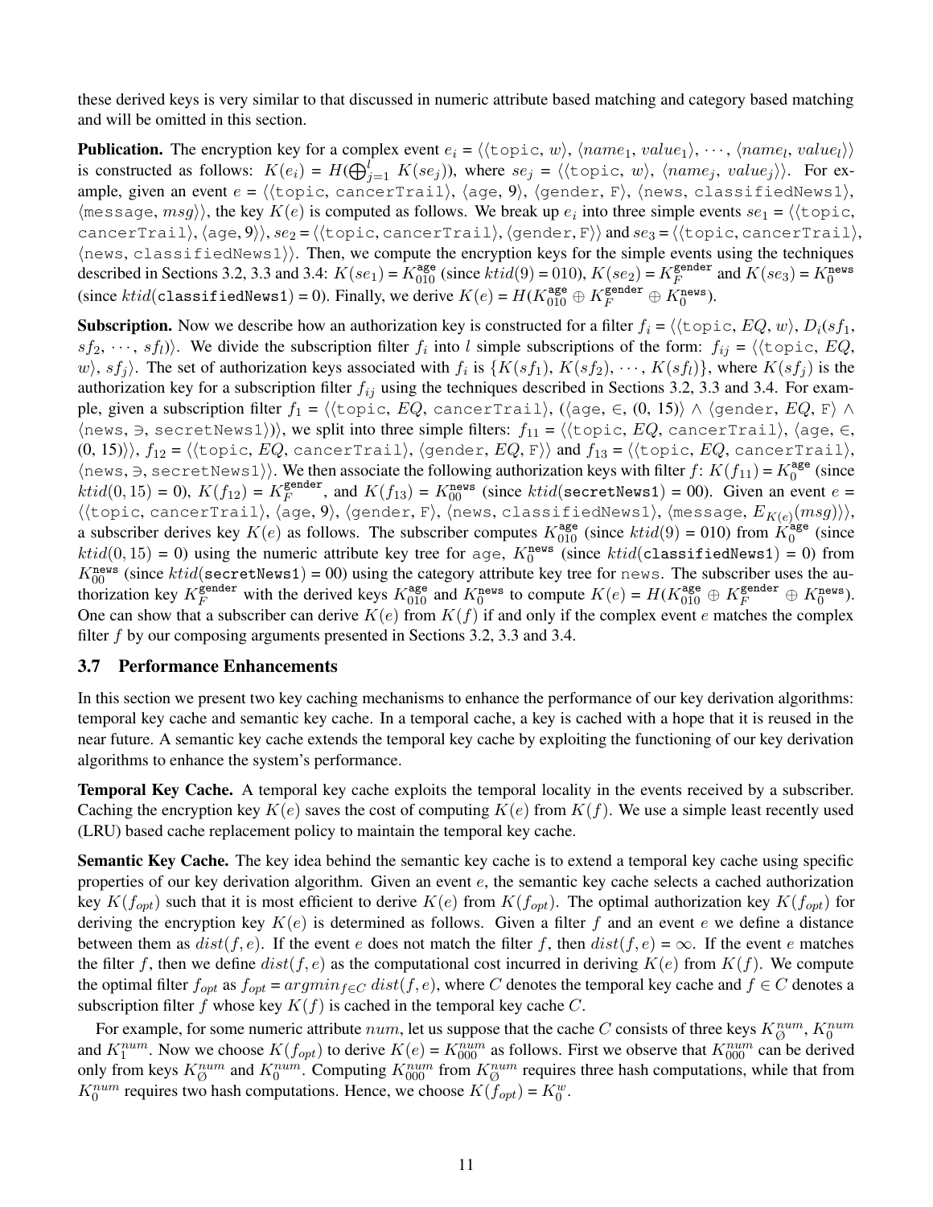these derived keys is very similar to that discussed in numeric attribute based matching and category based matching and will be omitted in this section.

**Publication.** The encryption key for a complex event $e_i$ = $\langle\langle$topic, $w\rangle$, $\langle name_1, value_1\rangle, \cdots, \langle name_l, value_l\rangle\rangle$ is constructed as follows: $K(e_i) = H(\bigoplus_{j=1}^{l} K(se_j))$, where $se_j$ = $\langle\langle$topic, $w\rangle$, $\langle name_j, value_j\rangle\rangle$. For example, given an event $e$ = $\langle\langle$topic, cancerTrail$\rangle$, $\langle$age, 9$\rangle$, $\langle$gender, F$\rangle$, $\langle$news, classifiedNews1$\rangle$, $\langle$message, $msg\rangle\rangle$, the key $K(e)$ is computed as follows. We break up $e_i$ into three simple events $se_1$ = $\langle\langle$topic, cancerTrail$\rangle$, $\langle$age, 9$\rangle\rangle$, $se_2$ = $\langle\langle$topic, cancerTrail$\rangle$, $\langle$gender, F$\rangle\rangle$ and $se_3$ = $\langle\langle$topic, cancerTrail$\rangle$, $\langle$news, classifiedNews1$\rangle\rangle$. Then, we compute the encryption keys for the simple events using the techniques described in Sections 3.2, 3.3 and 3.4: $K(se_1) = K_{010}^{\texttt{age}}$ (since $ktid(9)$ = 010), $K(se_2) = K_{F}^{\texttt{gender}}$ and $K(se_3) = K_{0}^{\texttt{news}}$ (since $ktid$(classifiedNews1) = 0). Finally, we derive $K(e) = H(K_{010}^{\texttt{age}} \oplus K_{F}^{\texttt{gender}} \oplus K_{0}^{\texttt{news}})$.

**Subscription.** Now we describe how an authorization key is constructed for a filter $f_i$ = $\langle\langle$topic, $EQ$, $w\rangle$, $D_i(sf_1, sf_2, \cdots, sf_l)\rangle$. We divide the subscription filter $f_i$ into $l$ simple subscriptions of the form: $f_{ij}$ = $\langle\langle$topic, $EQ$, $w\rangle$, $sf_j\rangle$. The set of authorization keys associated with $f_i$ is $\{K(sf_1), K(sf_2), \cdots, K(sf_l)\}$, where $K(sf_j)$ is the authorization key for a subscription filter $f_{ij}$ using the techniques described in Sections 3.2, 3.3 and 3.4. For example, given a subscription filter $f_1$ = $\langle\langle$topic, $EQ$, cancerTrail$\rangle$, ($\langle$age, $\in$, (0, 15)$\rangle$ $\wedge$ $\langle$gender, $EQ$, F$\rangle$ $\wedge$ $\langle$news, $\ni$, secretNews1$\rangle$)$\rangle$, we split into three simple filters: $f_{11}$ = $\langle\langle$topic, $EQ$, cancerTrail$\rangle$, $\langle$age, $\in$, (0, 15)$\rangle\rangle$, $f_{12}$ = $\langle\langle$topic, $EQ$, cancerTrail$\rangle$, $\langle$gender, $EQ$, F$\rangle\rangle$ and $f_{13}$ = $\langle\langle$topic, $EQ$, cancerTrail$\rangle$, $\langle$news, $\ni$, secretNews1$\rangle\rangle$. We then associate the following authorization keys with filter $f$: $K(f_{11}) = K_{0}^{\texttt{age}}$ (since $ktid(0, 15)$ = 0), $K(f_{12}) = K_{F}^{\texttt{gender}}$, and $K(f_{13}) = K_{00}^{\texttt{news}}$ (since $ktid$(secretNews1) = 00). Given an event $e$ = $\langle\langle$topic, cancerTrail$\rangle$, $\langle$age, 9$\rangle$, $\langle$gender, F$\rangle$, $\langle$news, classifiedNews1$\rangle$, $\langle$message, $E_{K(e)}(msg)\rangle\rangle$, a subscriber derives key $K(e)$ as follows. The subscriber computes $K_{010}^{\texttt{age}}$ (since $ktid(9)$ = 010) from $K_{0}^{\texttt{age}}$ (since $ktid(0, 15)$ = 0) using the numeric attribute key tree for age, $K_{0}^{\texttt{news}}$ (since $ktid$(classifiedNews1) = 0) from $K_{00}^{\texttt{news}}$ (since $ktid$(secretNews1) = 00) using the category attribute key tree for news. The subscriber uses the authorization key $K_{F}^{\texttt{gender}}$ with the derived keys $K_{010}^{\texttt{age}}$ and $K_{0}^{\texttt{news}}$ to compute $K(e) = H(K_{010}^{\texttt{age}} \oplus K_{F}^{\texttt{gender}} \oplus K_{0}^{\texttt{news}})$. One can show that a subscriber can derive $K(e)$ from $K(f)$ if and only if the complex event $e$ matches the complex filter $f$ by our composing arguments presented in Sections 3.2, 3.3 and 3.4.

### 3.7 Performance Enhancements

In this section we present two key caching mechanisms to enhance the performance of our key derivation algorithms: temporal key cache and semantic key cache. In a temporal cache, a key is cached with a hope that it is reused in the near future. A semantic key cache extends the temporal key cache by exploiting the functioning of our key derivation algorithms to enhance the system's performance.

**Temporal Key Cache.** A temporal key cache exploits the temporal locality in the events received by a subscriber. Caching the encryption key $K(e)$ saves the cost of computing $K(e)$ from $K(f)$. We use a simple least recently used (LRU) based cache replacement policy to maintain the temporal key cache.

**Semantic Key Cache.** The key idea behind the semantic key cache is to extend a temporal key cache using specific properties of our key derivation algorithm. Given an event $e$, the semantic key cache selects a cached authorization key $K(f_{opt})$ such that it is most efficient to derive $K(e)$ from $K(f_{opt})$. The optimal authorization key $K(f_{opt})$ for deriving the encryption key $K(e)$ is determined as follows. Given a filter $f$ and an event $e$ we define a distance between them as $dist(f, e)$. If the event $e$ does not match the filter $f$, then $dist(f, e) = \infty$. If the event $e$ matches the filter $f$, then we define $dist(f, e)$ as the computational cost incurred in deriving $K(e)$ from $K(f)$. We compute the optimal filter $f_{opt}$ as $f_{opt} = argmin_{f \in C}\ dist(f, e)$, where $C$ denotes the temporal key cache and $f \in C$ denotes a subscription filter $f$ whose key $K(f)$ is cached in the temporal key cache $C$.

For example, for some numeric attribute $num$, let us suppose that the cache $C$ consists of three keys $K_{\emptyset}^{num}$, $K_{0}^{num}$ and $K_{1}^{num}$. Now we choose $K(f_{opt})$ to derive $K(e) = K_{000}^{num}$ as follows. First we observe that $K_{000}^{num}$ can be derived only from keys $K_{\emptyset}^{num}$ and $K_{0}^{num}$. Computing $K_{000}^{num}$ from $K_{\emptyset}^{num}$ requires three hash computations, while that from $K_{0}^{num}$ requires two hash computations. Hence, we choose $K(f_{opt}) = K_{0}^{w}$.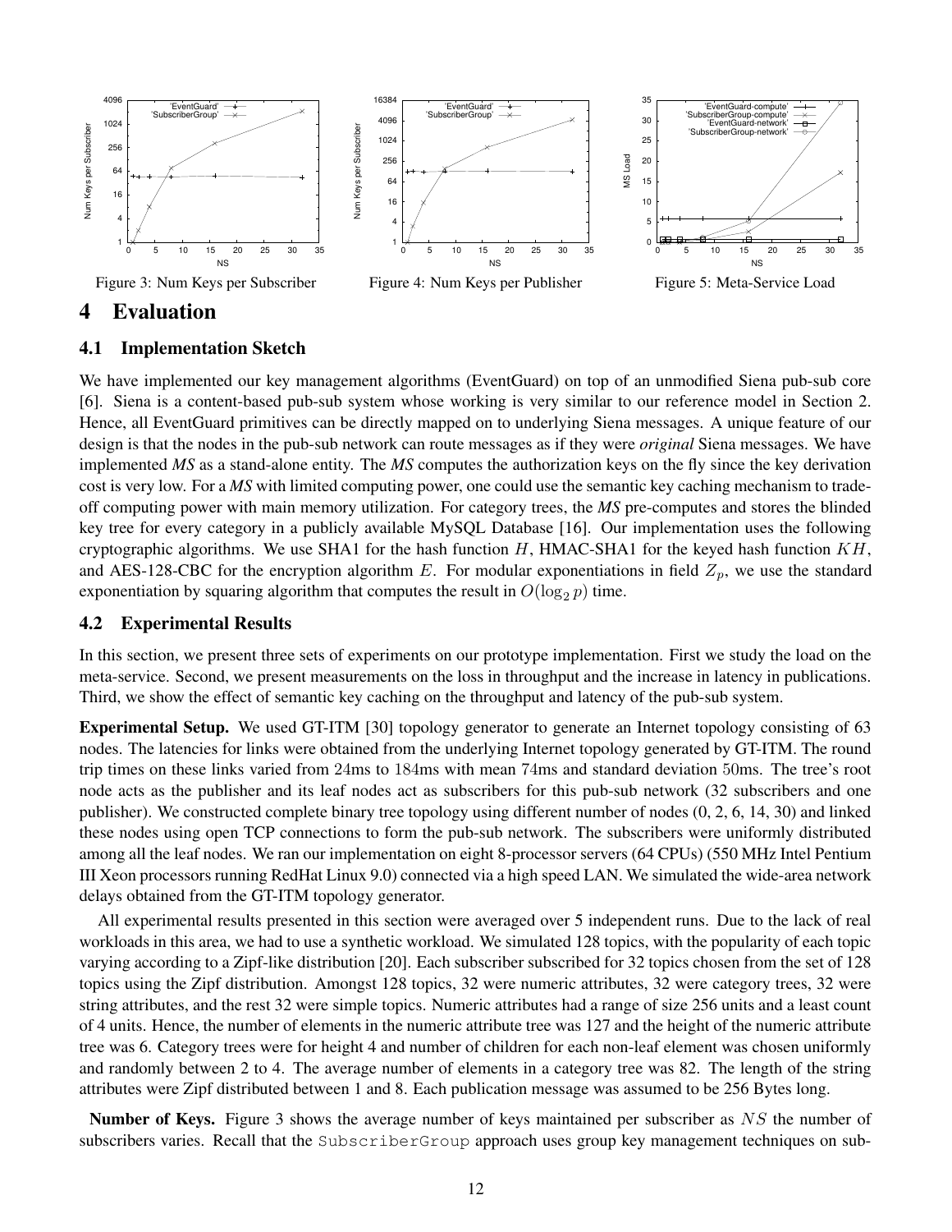Figure 3: Num Keys per Subscriber

Figure 4: Num Keys per Publisher

Figure 5: Meta-Service Load

# 4 Evaluation

## 4.1 Implementation Sketch

We have implemented our key management algorithms (EventGuard) on top of an unmodified Siena pub-sub core [6]. Siena is a content-based pub-sub system whose working is very similar to our reference model in Section 2. Hence, all EventGuard primitives can be directly mapped on to underlying Siena messages. A unique feature of our design is that the nodes in the pub-sub network can route messages as if they were *original* Siena messages. We have implemented *MS* as a stand-alone entity. The *MS* computes the authorization keys on the fly since the key derivation cost is very low. For a *MS* with limited computing power, one could use the semantic key caching mechanism to trade-off computing power with main memory utilization. For category trees, the *MS* pre-computes and stores the blinded key tree for every category in a publicly available MySQL Database [16]. Our implementation uses the following cryptographic algorithms. We use SHA1 for the hash function $H$, HMAC-SHA1 for the keyed hash function $KH$, and AES-128-CBC for the encryption algorithm $E$. For modular exponentiations in field $Z_p$, we use the standard exponentiation by squaring algorithm that computes the result in $O(\log_2 p)$ time.

## 4.2 Experimental Results

In this section, we present three sets of experiments on our prototype implementation. First we study the load on the meta-service. Second, we present measurements on the loss in throughput and the increase in latency in publications. Third, we show the effect of semantic key caching on the throughput and latency of the pub-sub system.

**Experimental Setup.** We used GT-ITM [30] topology generator to generate an Internet topology consisting of 63 nodes. The latencies for links were obtained from the underlying Internet topology generated by GT-ITM. The round trip times on these links varied from 24ms to 184ms with mean 74ms and standard deviation 50ms. The tree's root node acts as the publisher and its leaf nodes act as subscribers for this pub-sub network (32 subscribers and one publisher). We constructed complete binary tree topology using different number of nodes (0, 2, 6, 14, 30) and linked these nodes using open TCP connections to form the pub-sub network. The subscribers were uniformly distributed among all the leaf nodes. We ran our implementation on eight 8-processor servers (64 CPUs) (550 MHz Intel Pentium III Xeon processors running RedHat Linux 9.0) connected via a high speed LAN. We simulated the wide-area network delays obtained from the GT-ITM topology generator.

All experimental results presented in this section were averaged over 5 independent runs. Due to the lack of real workloads in this area, we had to use a synthetic workload. We simulated 128 topics, with the popularity of each topic varying according to a Zipf-like distribution [20]. Each subscriber subscribed for 32 topics chosen from the set of 128 topics using the Zipf distribution. Amongst 128 topics, 32 were numeric attributes, 32 were category trees, 32 were string attributes, and the rest 32 were simple topics. Numeric attributes had a range of size 256 units and a least count of 4 units. Hence, the number of elements in the numeric attribute tree was 127 and the height of the numeric attribute tree was 6. Category trees were for height 4 and number of children for each non-leaf element was chosen uniformly and randomly between 2 to 4. The average number of elements in a category tree was 82. The length of the string attributes were Zipf distributed between 1 and 8. Each publication message was assumed to be 256 Bytes long.

**Number of Keys.** Figure 3 shows the average number of keys maintained per subscriber as $NS$ the number of subscribers varies. Recall that the SubscriberGroup approach uses group key management techniques on sub-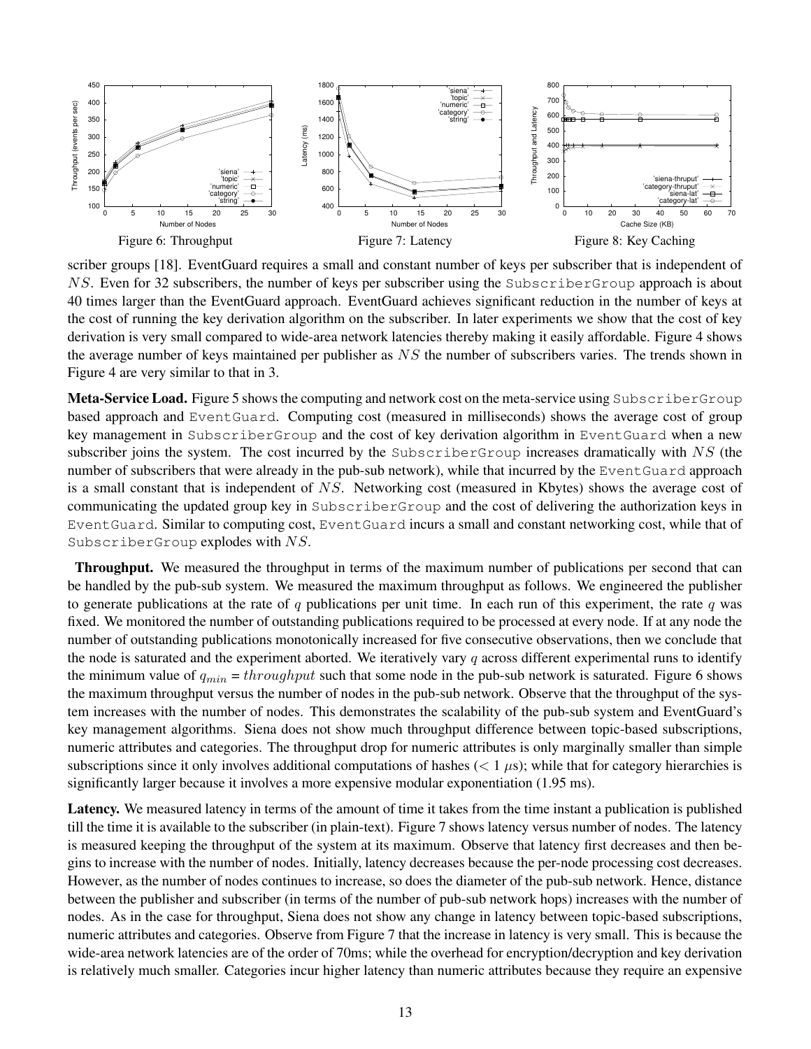Figure 6: Throughput

Figure 7: Latency

Figure 8: Key Caching

scriber groups [18]. EventGuard requires a small and constant number of keys per subscriber that is independent of $NS$. Even for 32 subscribers, the number of keys per subscriber using the SubscriberGroup approach is about 40 times larger than the EventGuard approach. EventGuard achieves significant reduction in the number of keys at the cost of running the key derivation algorithm on the subscriber. In later experiments we show that the cost of key derivation is very small compared to wide-area network latencies thereby making it easily affordable. Figure 4 shows the average number of keys maintained per publisher as $NS$ the number of subscribers varies. The trends shown in Figure 4 are very similar to that in 3.

**Meta-Service Load.** Figure 5 shows the computing and network cost on the meta-service using SubscriberGroup based approach and EventGuard. Computing cost (measured in milliseconds) shows the average cost of group key management in SubscriberGroup and the cost of key derivation algorithm in EventGuard when a new subscriber joins the system. The cost incurred by the SubscriberGroup increases dramatically with $NS$ (the number of subscribers that were already in the pub-sub network), while that incurred by the EventGuard approach is a small constant that is independent of $NS$. Networking cost (measured in Kbytes) shows the average cost of communicating the updated group key in SubscriberGroup and the cost of delivering the authorization keys in EventGuard. Similar to computing cost, EventGuard incurs a small and constant networking cost, while that of SubscriberGroup explodes with $NS$.

**Throughput.** We measured the throughput in terms of the maximum number of publications per second that can be handled by the pub-sub system. We measured the maximum throughput as follows. We engineered the publisher to generate publications at the rate of $q$ publications per unit time. In each run of this experiment, the rate $q$ was fixed. We monitored the number of outstanding publications required to be processed at every node. If at any node the number of outstanding publications monotonically increased for five consecutive observations, then we conclude that the node is saturated and the experiment aborted. We iteratively vary $q$ across different experimental runs to identify the minimum value of $q_{min} = throughput$ such that some node in the pub-sub network is saturated. Figure 6 shows the maximum throughput versus the number of nodes in the pub-sub network. Observe that the throughput of the system increases with the number of nodes. This demonstrates the scalability of the pub-sub system and EventGuard's key management algorithms. Siena does not show much throughput difference between topic-based subscriptions, numeric attributes and categories. The throughput drop for numeric attributes is only marginally smaller than simple subscriptions since it only involves additional computations of hashes ($< 1\ \mu$s); while that for category hierarchies is significantly larger because it involves a more expensive modular exponentiation (1.95 ms).

**Latency.** We measured latency in terms of the amount of time it takes from the time instant a publication is published till the time it is available to the subscriber (in plain-text). Figure 7 shows latency versus number of nodes. The latency is measured keeping the throughput of the system at its maximum. Observe that latency first decreases and then begins to increase with the number of nodes. Initially, latency decreases because the per-node processing cost decreases. However, as the number of nodes continues to increase, so does the diameter of the pub-sub network. Hence, distance between the publisher and subscriber (in terms of the number of pub-sub network hops) increases with the number of nodes. As in the case for throughput, Siena does not show any change in latency between topic-based subscriptions, numeric attributes and categories. Observe from Figure 7 that the increase in latency is very small. This is because the wide-area network latencies are of the order of 70ms; while the overhead for encryption/decryption and key derivation is relatively much smaller. Categories incur higher latency than numeric attributes because they require an expensive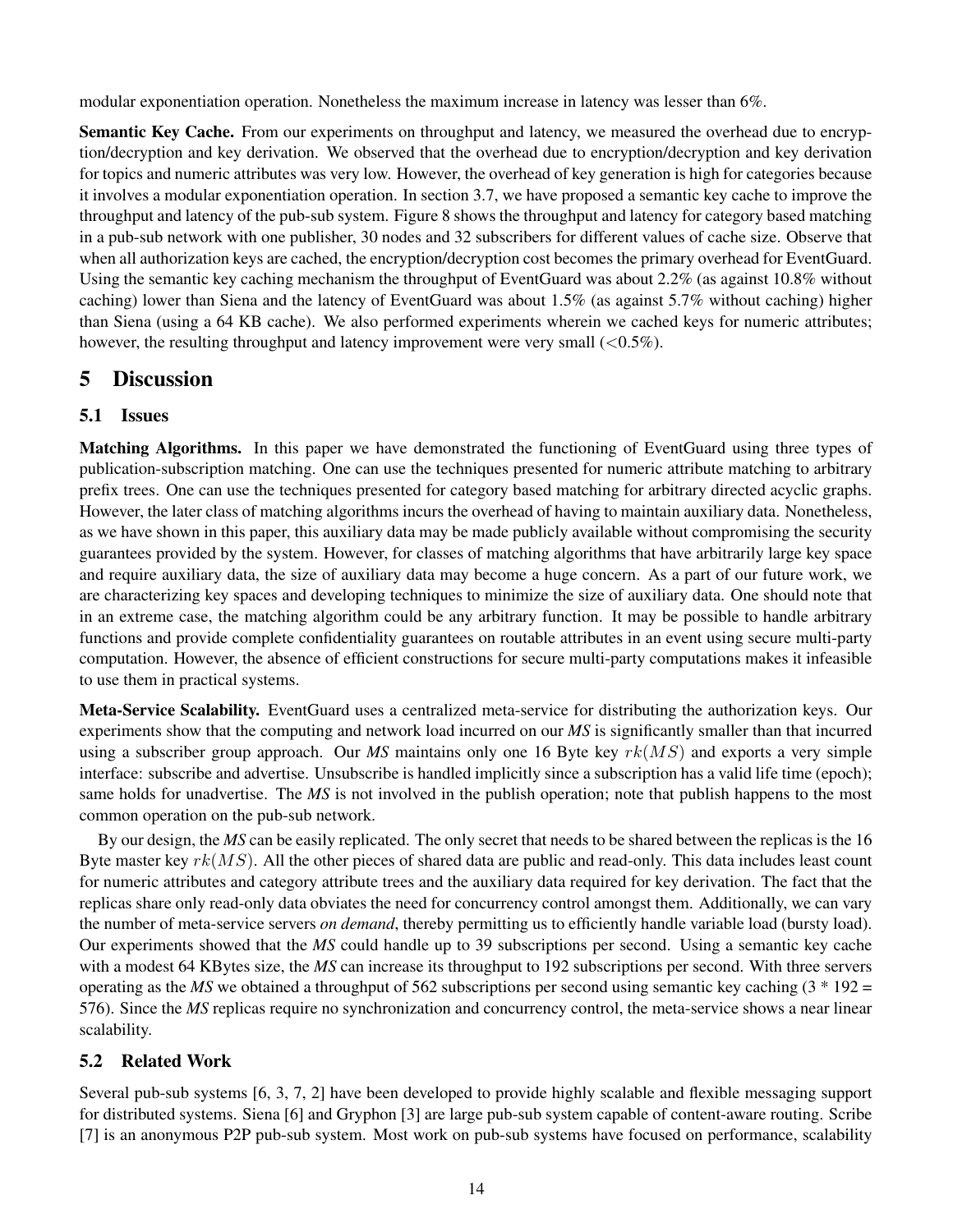modular exponentiation operation. Nonetheless the maximum increase in latency was lesser than 6%.

**Semantic Key Cache.** From our experiments on throughput and latency, we measured the overhead due to encryption/decryption and key derivation. We observed that the overhead due to encryption/decryption and key derivation for topics and numeric attributes was very low. However, the overhead of key generation is high for categories because it involves a modular exponentiation operation. In section 3.7, we have proposed a semantic key cache to improve the throughput and latency of the pub-sub system. Figure 8 shows the throughput and latency for category based matching in a pub-sub network with one publisher, 30 nodes and 32 subscribers for different values of cache size. Observe that when all authorization keys are cached, the encryption/decryption cost becomes the primary overhead for EventGuard. Using the semantic key caching mechanism the throughput of EventGuard was about 2.2% (as against 10.8% without caching) lower than Siena and the latency of EventGuard was about 1.5% (as against 5.7% without caching) higher than Siena (using a 64 KB cache). We also performed experiments wherein we cached keys for numeric attributes; however, the resulting throughput and latency improvement were very small (<0.5%).

# 5 Discussion

## 5.1 Issues

**Matching Algorithms.** In this paper we have demonstrated the functioning of EventGuard using three types of publication-subscription matching. One can use the techniques presented for numeric attribute matching to arbitrary prefix trees. One can use the techniques presented for category based matching for arbitrary directed acyclic graphs. However, the later class of matching algorithms incurs the overhead of having to maintain auxiliary data. Nonetheless, as we have shown in this paper, this auxiliary data may be made publicly available without compromising the security guarantees provided by the system. However, for classes of matching algorithms that have arbitrarily large key space and require auxiliary data, the size of auxiliary data may become a huge concern. As a part of our future work, we are characterizing key spaces and developing techniques to minimize the size of auxiliary data. One should note that in an extreme case, the matching algorithm could be any arbitrary function. It may be possible to handle arbitrary functions and provide complete confidentiality guarantees on routable attributes in an event using secure multi-party computation. However, the absence of efficient constructions for secure multi-party computations makes it infeasible to use them in practical systems.

**Meta-Service Scalability.** EventGuard uses a centralized meta-service for distributing the authorization keys. Our experiments show that the computing and network load incurred on our ***MS*** is significantly smaller than that incurred using a subscriber group approach. Our ***MS*** maintains only one 16 Byte key $rk(MS)$ and exports a very simple interface: subscribe and advertise. Unsubscribe is handled implicitly since a subscription has a valid life time (epoch); same holds for unadvertise. The ***MS*** is not involved in the publish operation; note that publish happens to the most common operation on the pub-sub network.

By our design, the ***MS*** can be easily replicated. The only secret that needs to be shared between the replicas is the 16 Byte master key $rk(MS)$. All the other pieces of shared data are public and read-only. This data includes least count for numeric attributes and category attribute trees and the auxiliary data required for key derivation. The fact that the replicas share only read-only data obviates the need for concurrency control amongst them. Additionally, we can vary the number of meta-service servers *on demand*, thereby permitting us to efficiently handle variable load (bursty load). Our experiments showed that the ***MS*** could handle up to 39 subscriptions per second. Using a semantic key cache with a modest 64 KBytes size, the ***MS*** can increase its throughput to 192 subscriptions per second. With three servers operating as the ***MS*** we obtained a throughput of 562 subscriptions per second using semantic key caching (3 * 192 = 576). Since the ***MS*** replicas require no synchronization and concurrency control, the meta-service shows a near linear scalability.

## 5.2 Related Work

Several pub-sub systems [6, 3, 7, 2] have been developed to provide highly scalable and flexible messaging support for distributed systems. Siena [6] and Gryphon [3] are large pub-sub system capable of content-aware routing. Scribe [7] is an anonymous P2P pub-sub system. Most work on pub-sub systems have focused on performance, scalability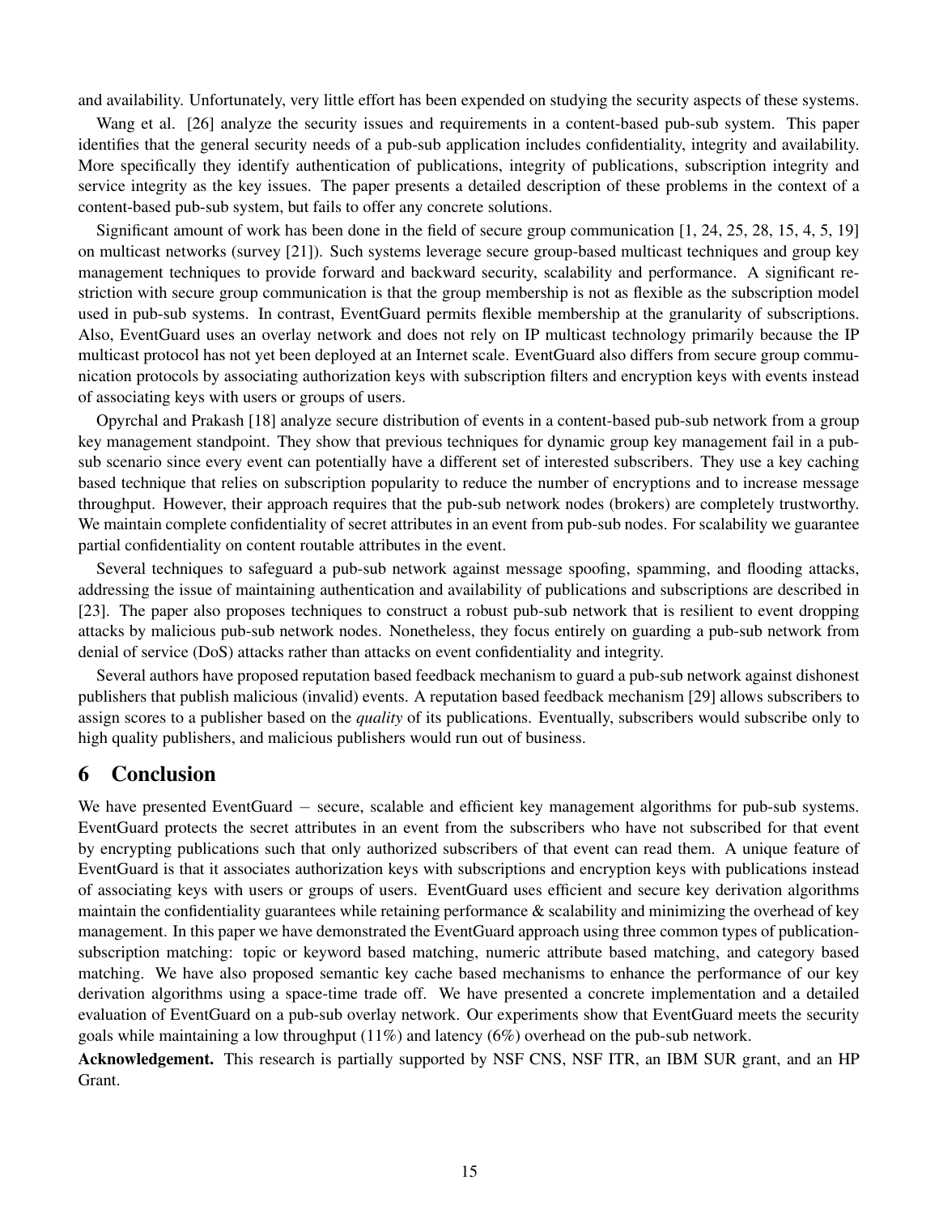and availability. Unfortunately, very little effort has been expended on studying the security aspects of these systems.

Wang et al. [26] analyze the security issues and requirements in a content-based pub-sub system. This paper identifies that the general security needs of a pub-sub application includes confidentiality, integrity and availability. More specifically they identify authentication of publications, integrity of publications, subscription integrity and service integrity as the key issues. The paper presents a detailed description of these problems in the context of a content-based pub-sub system, but fails to offer any concrete solutions.

Significant amount of work has been done in the field of secure group communication [1, 24, 25, 28, 15, 4, 5, 19] on multicast networks (survey [21]). Such systems leverage secure group-based multicast techniques and group key management techniques to provide forward and backward security, scalability and performance. A significant restriction with secure group communication is that the group membership is not as flexible as the subscription model used in pub-sub systems. In contrast, EventGuard permits flexible membership at the granularity of subscriptions. Also, EventGuard uses an overlay network and does not rely on IP multicast technology primarily because the IP multicast protocol has not yet been deployed at an Internet scale. EventGuard also differs from secure group communication protocols by associating authorization keys with subscription filters and encryption keys with events instead of associating keys with users or groups of users.

Opyrchal and Prakash [18] analyze secure distribution of events in a content-based pub-sub network from a group key management standpoint. They show that previous techniques for dynamic group key management fail in a pub-sub scenario since every event can potentially have a different set of interested subscribers. They use a key caching based technique that relies on subscription popularity to reduce the number of encryptions and to increase message throughput. However, their approach requires that the pub-sub network nodes (brokers) are completely trustworthy. We maintain complete confidentiality of secret attributes in an event from pub-sub nodes. For scalability we guarantee partial confidentiality on content routable attributes in the event.

Several techniques to safeguard a pub-sub network against message spoofing, spamming, and flooding attacks, addressing the issue of maintaining authentication and availability of publications and subscriptions are described in [23]. The paper also proposes techniques to construct a robust pub-sub network that is resilient to event dropping attacks by malicious pub-sub network nodes. Nonetheless, they focus entirely on guarding a pub-sub network from denial of service (DoS) attacks rather than attacks on event confidentiality and integrity.

Several authors have proposed reputation based feedback mechanism to guard a pub-sub network against dishonest publishers that publish malicious (invalid) events. A reputation based feedback mechanism [29] allows subscribers to assign scores to a publisher based on the *quality* of its publications. Eventually, subscribers would subscribe only to high quality publishers, and malicious publishers would run out of business.

# 6 Conclusion

We have presented EventGuard – secure, scalable and efficient key management algorithms for pub-sub systems. EventGuard protects the secret attributes in an event from the subscribers who have not subscribed for that event by encrypting publications such that only authorized subscribers of that event can read them. A unique feature of EventGuard is that it associates authorization keys with subscriptions and encryption keys with publications instead of associating keys with users or groups of users. EventGuard uses efficient and secure key derivation algorithms maintain the confidentiality guarantees while retaining performance & scalability and minimizing the overhead of key management. In this paper we have demonstrated the EventGuard approach using three common types of publication-subscription matching: topic or keyword based matching, numeric attribute based matching, and category based matching. We have also proposed semantic key cache based mechanisms to enhance the performance of our key derivation algorithms using a space-time trade off. We have presented a concrete implementation and a detailed evaluation of EventGuard on a pub-sub overlay network. Our experiments show that EventGuard meets the security goals while maintaining a low throughput (11%) and latency (6%) overhead on the pub-sub network.

**Acknowledgement.** This research is partially supported by NSF CNS, NSF ITR, an IBM SUR grant, and an HP Grant.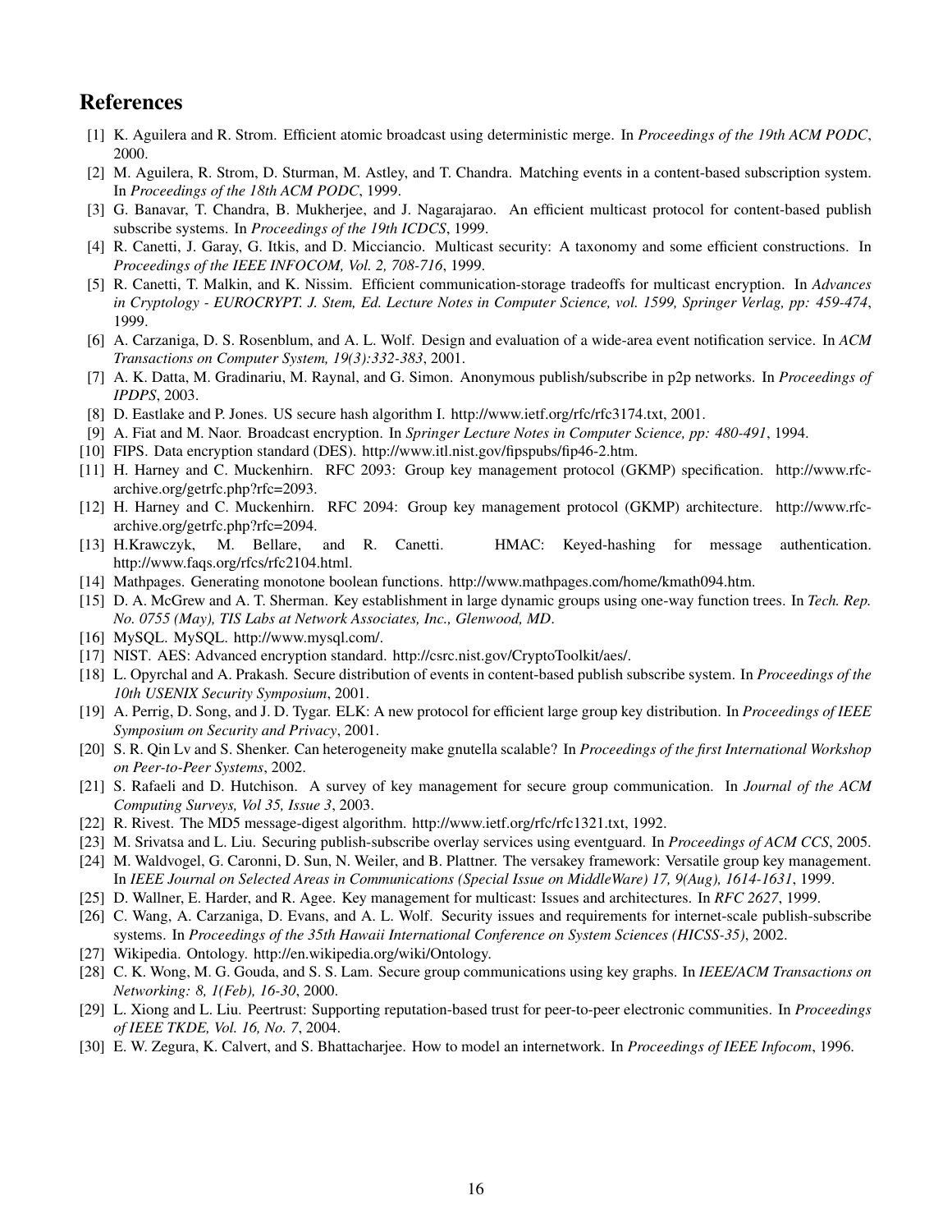## References

[1] K. Aguilera and R. Strom. Efficient atomic broadcast using deterministic merge. In *Proceedings of the 19th ACM PODC*, 2000.

[2] M. Aguilera, R. Strom, D. Sturman, M. Astley, and T. Chandra. Matching events in a content-based subscription system. In *Proceedings of the 18th ACM PODC*, 1999.

[3] G. Banavar, T. Chandra, B. Mukherjee, and J. Nagarajarao. An efficient multicast protocol for content-based publish subscribe systems. In *Proceedings of the 19th ICDCS*, 1999.

[4] R. Canetti, J. Garay, G. Itkis, and D. Micciancio. Multicast security: A taxonomy and some efficient constructions. In *Proceedings of the IEEE INFOCOM, Vol. 2, 708-716*, 1999.

[5] R. Canetti, T. Malkin, and K. Nissim. Efficient communication-storage tradeoffs for multicast encryption. In *Advances in Cryptology - EUROCRYPT. J. Stem, Ed. Lecture Notes in Computer Science, vol. 1599, Springer Verlag, pp: 459-474*, 1999.

[6] A. Carzaniga, D. S. Rosenblum, and A. L. Wolf. Design and evaluation of a wide-area event notification service. In *ACM Transactions on Computer System, 19(3):332-383*, 2001.

[7] A. K. Datta, M. Gradinariu, M. Raynal, and G. Simon. Anonymous publish/subscribe in p2p networks. In *Proceedings of IPDPS*, 2003.

[8] D. Eastlake and P. Jones. US secure hash algorithm I. http://www.ietf.org/rfc/rfc3174.txt, 2001.

[9] A. Fiat and M. Naor. Broadcast encryption. In *Springer Lecture Notes in Computer Science, pp: 480-491*, 1994.

[10] FIPS. Data encryption standard (DES). http://www.itl.nist.gov/fipspubs/fip46-2.htm.

[11] H. Harney and C. Muckenhirn. RFC 2093: Group key management protocol (GKMP) specification. http://www.rfc-archive.org/getrfc.php?rfc=2093.

[12] H. Harney and C. Muckenhirn. RFC 2094: Group key management protocol (GKMP) architecture. http://www.rfc-archive.org/getrfc.php?rfc=2094.

[13] H.Krawczyk, M. Bellare, and R. Canetti. HMAC: Keyed-hashing for message authentication. http://www.faqs.org/rfcs/rfc2104.html.

[14] Mathpages. Generating monotone boolean functions. http://www.mathpages.com/home/kmath094.htm.

[15] D. A. McGrew and A. T. Sherman. Key establishment in large dynamic groups using one-way function trees. In *Tech. Rep. No. 0755 (May), TIS Labs at Network Associates, Inc., Glenwood, MD*.

[16] MySQL. MySQL. http://www.mysql.com/.

[17] NIST. AES: Advanced encryption standard. http://csrc.nist.gov/CryptoToolkit/aes/.

[18] L. Opyrchal and A. Prakash. Secure distribution of events in content-based publish subscribe system. In *Proceedings of the 10th USENIX Security Symposium*, 2001.

[19] A. Perrig, D. Song, and J. D. Tygar. ELK: A new protocol for efficient large group key distribution. In *Proceedings of IEEE Symposium on Security and Privacy*, 2001.

[20] S. R. Qin Lv and S. Shenker. Can heterogeneity make gnutella scalable? In *Proceedings of the first International Workshop on Peer-to-Peer Systems*, 2002.

[21] S. Rafaeli and D. Hutchison. A survey of key management for secure group communication. In *Journal of the ACM Computing Surveys, Vol 35, Issue 3*, 2003.

[22] R. Rivest. The MD5 message-digest algorithm. http://www.ietf.org/rfc/rfc1321.txt, 1992.

[23] M. Srivatsa and L. Liu. Securing publish-subscribe overlay services using eventguard. In *Proceedings of ACM CCS*, 2005.

[24] M. Waldvogel, G. Caronni, D. Sun, N. Weiler, and B. Plattner. The versakey framework: Versatile group key management. In *IEEE Journal on Selected Areas in Communications (Special Issue on MiddleWare) 17, 9(Aug), 1614-1631*, 1999.

[25] D. Wallner, E. Harder, and R. Agee. Key management for multicast: Issues and architectures. In *RFC 2627*, 1999.

[26] C. Wang, A. Carzaniga, D. Evans, and A. L. Wolf. Security issues and requirements for internet-scale publish-subscribe systems. In *Proceedings of the 35th Hawaii International Conference on System Sciences (HICSS-35)*, 2002.

[27] Wikipedia. Ontology. http://en.wikipedia.org/wiki/Ontology.

[28] C. K. Wong, M. G. Gouda, and S. S. Lam. Secure group communications using key graphs. In *IEEE/ACM Transactions on Networking: 8, 1(Feb), 16-30*, 2000.

[29] L. Xiong and L. Liu. Peertrust: Supporting reputation-based trust for peer-to-peer electronic communities. In *Proceedings of IEEE TKDE, Vol. 16, No. 7*, 2004.

[30] E. W. Zegura, K. Calvert, and S. Bhattacharjee. How to model an internetwork. In *Proceedings of IEEE Infocom*, 1996.